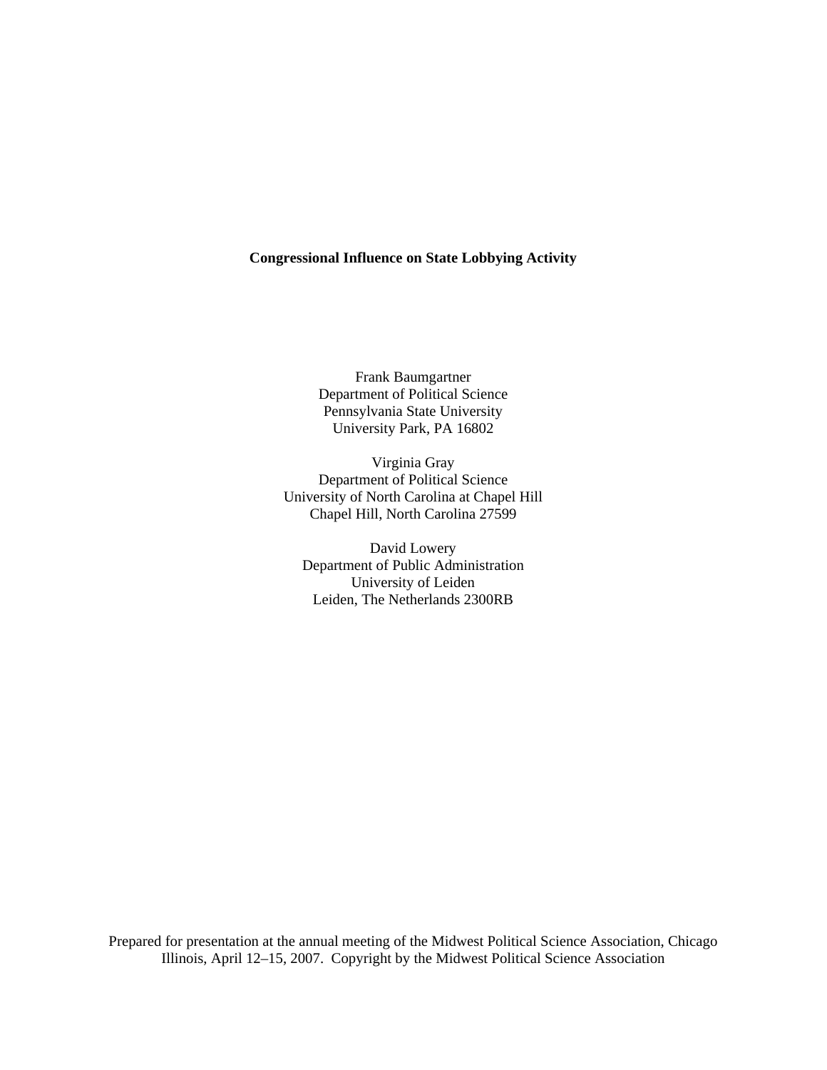**Congressional Influence on State Lobbying Activity**

Frank Baumgartner
Department of Political Science
Pennsylvania State University
University Park, PA 16802

Virginia Gray
Department of Political Science
University of North Carolina at Chapel Hill
Chapel Hill, North Carolina 27599

David Lowery
Department of Public Administration
University of Leiden
Leiden, The Netherlands 2300RB

Prepared for presentation at the annual meeting of the Midwest Political Science Association, Chicago Illinois, April 12–15, 2007. Copyright by the Midwest Political Science Association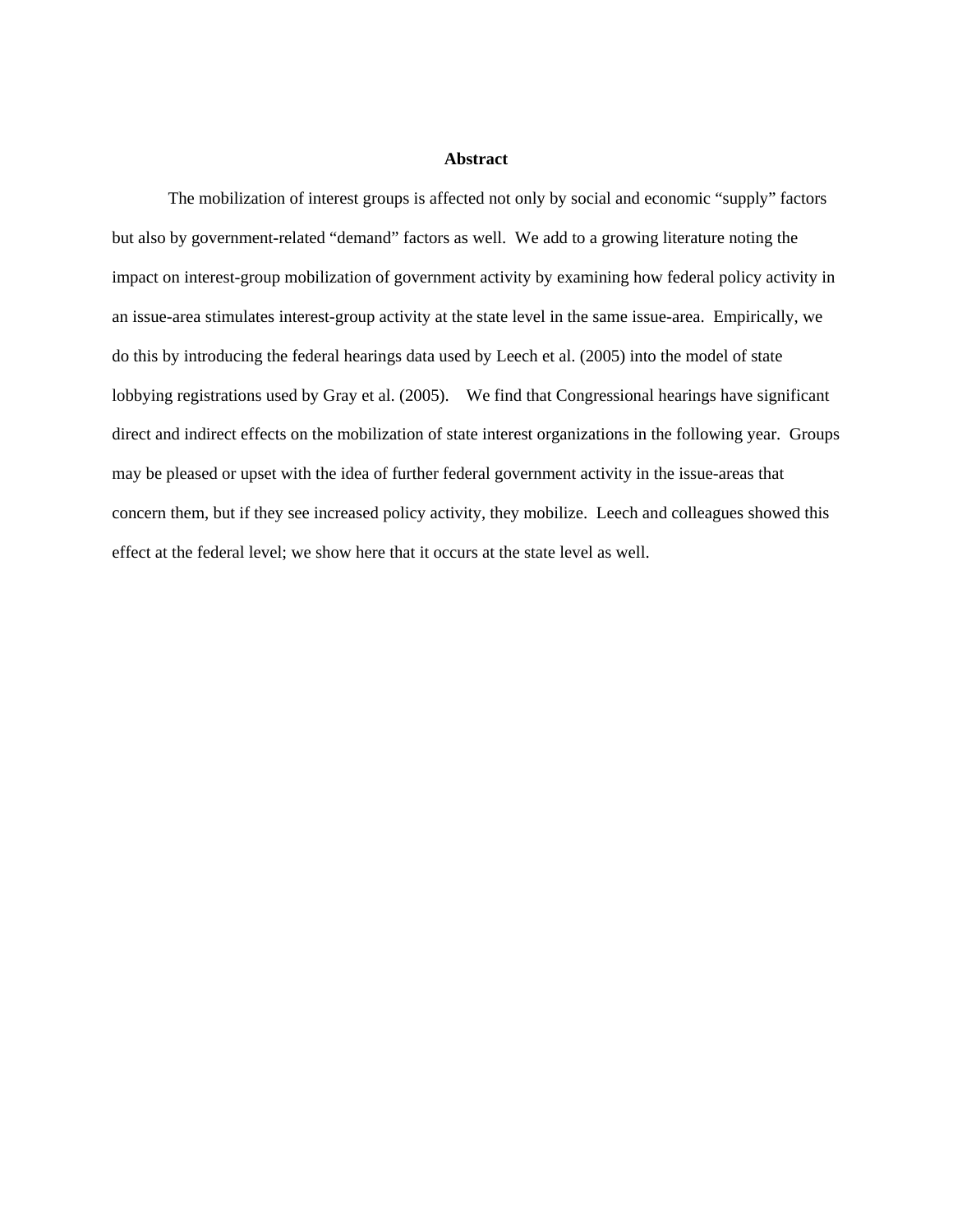## Abstract

The mobilization of interest groups is affected not only by social and economic "supply" factors but also by government-related "demand" factors as well. We add to a growing literature noting the impact on interest-group mobilization of government activity by examining how federal policy activity in an issue-area stimulates interest-group activity at the state level in the same issue-area. Empirically, we do this by introducing the federal hearings data used by Leech et al. (2005) into the model of state lobbying registrations used by Gray et al. (2005). We find that Congressional hearings have significant direct and indirect effects on the mobilization of state interest organizations in the following year. Groups may be pleased or upset with the idea of further federal government activity in the issue-areas that concern them, but if they see increased policy activity, they mobilize. Leech and colleagues showed this effect at the federal level; we show here that it occurs at the state level as well.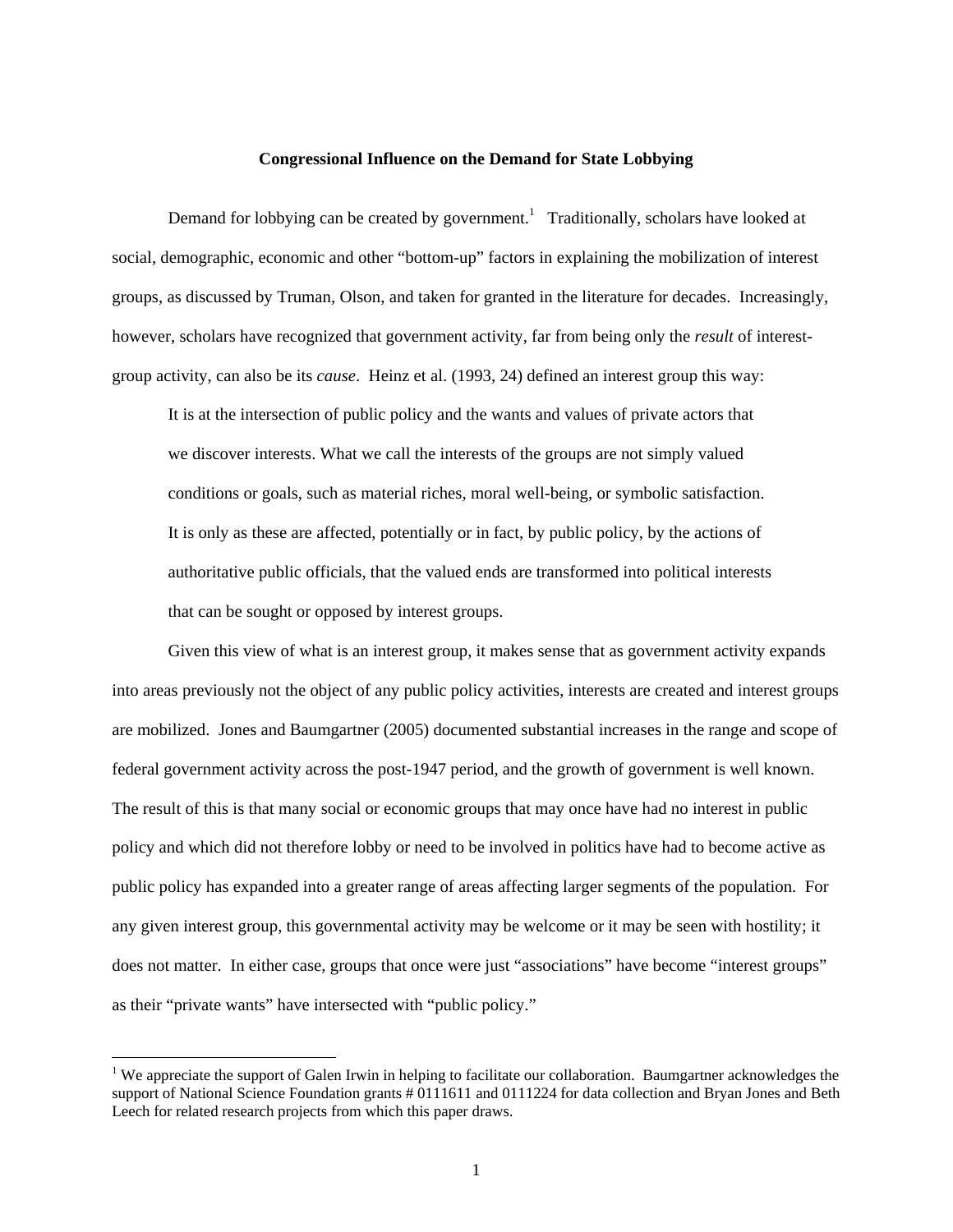**Congressional Influence on the Demand for State Lobbying**

Demand for lobbying can be created by government.[1] Traditionally, scholars have looked at social, demographic, economic and other "bottom-up" factors in explaining the mobilization of interest groups, as discussed by Truman, Olson, and taken for granted in the literature for decades. Increasingly, however, scholars have recognized that government activity, far from being only the *result* of interest-group activity, can also be its *cause*. Heinz et al. (1993, 24) defined an interest group this way:

> It is at the intersection of public policy and the wants and values of private actors that we discover interests. What we call the interests of the groups are not simply valued conditions or goals, such as material riches, moral well-being, or symbolic satisfaction. It is only as these are affected, potentially or in fact, by public policy, by the actions of authoritative public officials, that the valued ends are transformed into political interests that can be sought or opposed by interest groups.

Given this view of what is an interest group, it makes sense that as government activity expands into areas previously not the object of any public policy activities, interests are created and interest groups are mobilized. Jones and Baumgartner (2005) documented substantial increases in the range and scope of federal government activity across the post-1947 period, and the growth of government is well known. The result of this is that many social or economic groups that may once have had no interest in public policy and which did not therefore lobby or need to be involved in politics have had to become active as public policy has expanded into a greater range of areas affecting larger segments of the population. For any given interest group, this governmental activity may be welcome or it may be seen with hostility; it does not matter. In either case, groups that once were just "associations" have become "interest groups" as their "private wants" have intersected with "public policy."

[1] We appreciate the support of Galen Irwin in helping to facilitate our collaboration. Baumgartner acknowledges the support of National Science Foundation grants # 0111611 and 0111224 for data collection and Bryan Jones and Beth Leech for related research projects from which this paper draws.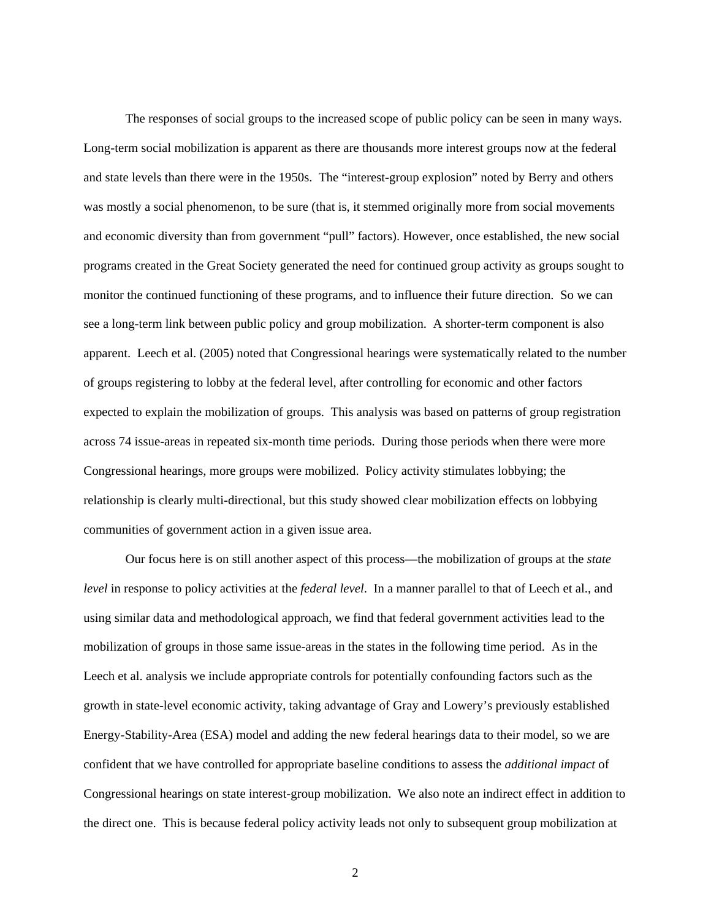The responses of social groups to the increased scope of public policy can be seen in many ways. Long-term social mobilization is apparent as there are thousands more interest groups now at the federal and state levels than there were in the 1950s. The "interest-group explosion" noted by Berry and others was mostly a social phenomenon, to be sure (that is, it stemmed originally more from social movements and economic diversity than from government "pull" factors). However, once established, the new social programs created in the Great Society generated the need for continued group activity as groups sought to monitor the continued functioning of these programs, and to influence their future direction. So we can see a long-term link between public policy and group mobilization. A shorter-term component is also apparent. Leech et al. (2005) noted that Congressional hearings were systematically related to the number of groups registering to lobby at the federal level, after controlling for economic and other factors expected to explain the mobilization of groups. This analysis was based on patterns of group registration across 74 issue-areas in repeated six-month time periods. During those periods when there were more Congressional hearings, more groups were mobilized. Policy activity stimulates lobbying; the relationship is clearly multi-directional, but this study showed clear mobilization effects on lobbying communities of government action in a given issue area.

Our focus here is on still another aspect of this process—the mobilization of groups at the *state level* in response to policy activities at the *federal level*. In a manner parallel to that of Leech et al., and using similar data and methodological approach, we find that federal government activities lead to the mobilization of groups in those same issue-areas in the states in the following time period. As in the Leech et al. analysis we include appropriate controls for potentially confounding factors such as the growth in state-level economic activity, taking advantage of Gray and Lowery's previously established Energy-Stability-Area (ESA) model and adding the new federal hearings data to their model, so we are confident that we have controlled for appropriate baseline conditions to assess the *additional impact* of Congressional hearings on state interest-group mobilization. We also note an indirect effect in addition to the direct one. This is because federal policy activity leads not only to subsequent group mobilization at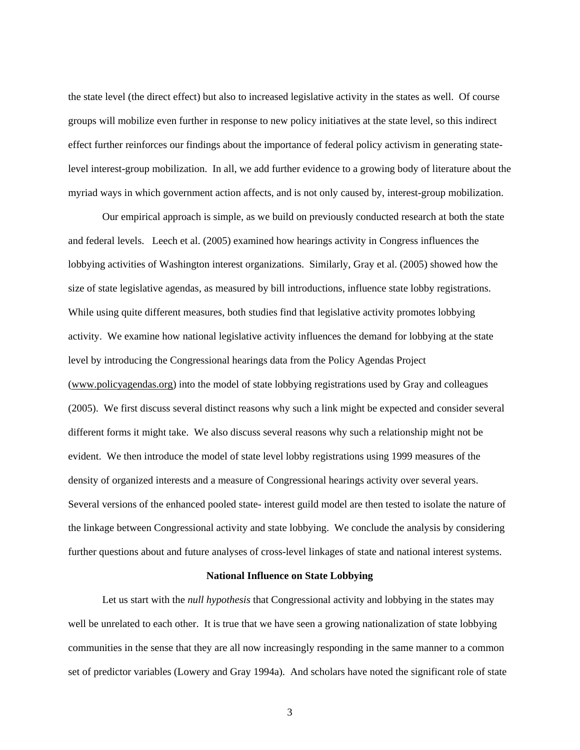the state level (the direct effect) but also to increased legislative activity in the states as well. Of course groups will mobilize even further in response to new policy initiatives at the state level, so this indirect effect further reinforces our findings about the importance of federal policy activism in generating state-level interest-group mobilization. In all, we add further evidence to a growing body of literature about the myriad ways in which government action affects, and is not only caused by, interest-group mobilization.

Our empirical approach is simple, as we build on previously conducted research at both the state and federal levels. Leech et al. (2005) examined how hearings activity in Congress influences the lobbying activities of Washington interest organizations. Similarly, Gray et al. (2005) showed how the size of state legislative agendas, as measured by bill introductions, influence state lobby registrations. While using quite different measures, both studies find that legislative activity promotes lobbying activity. We examine how national legislative activity influences the demand for lobbying at the state level by introducing the Congressional hearings data from the Policy Agendas Project (www.policyagendas.org) into the model of state lobbying registrations used by Gray and colleagues (2005). We first discuss several distinct reasons why such a link might be expected and consider several different forms it might take. We also discuss several reasons why such a relationship might not be evident. We then introduce the model of state level lobby registrations using 1999 measures of the density of organized interests and a measure of Congressional hearings activity over several years. Several versions of the enhanced pooled state- interest guild model are then tested to isolate the nature of the linkage between Congressional activity and state lobbying. We conclude the analysis by considering further questions about and future analyses of cross-level linkages of state and national interest systems.

## National Influence on State Lobbying

Let us start with the *null hypothesis* that Congressional activity and lobbying in the states may well be unrelated to each other. It is true that we have seen a growing nationalization of state lobbying communities in the sense that they are all now increasingly responding in the same manner to a common set of predictor variables (Lowery and Gray 1994a). And scholars have noted the significant role of state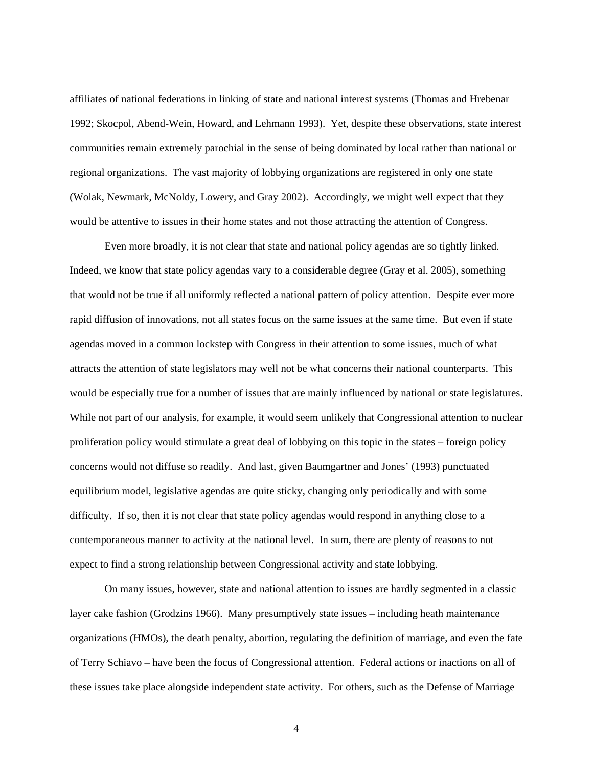affiliates of national federations in linking of state and national interest systems (Thomas and Hrebenar 1992; Skocpol, Abend-Wein, Howard, and Lehmann 1993). Yet, despite these observations, state interest communities remain extremely parochial in the sense of being dominated by local rather than national or regional organizations. The vast majority of lobbying organizations are registered in only one state (Wolak, Newmark, McNoldy, Lowery, and Gray 2002). Accordingly, we might well expect that they would be attentive to issues in their home states and not those attracting the attention of Congress.

Even more broadly, it is not clear that state and national policy agendas are so tightly linked. Indeed, we know that state policy agendas vary to a considerable degree (Gray et al. 2005), something that would not be true if all uniformly reflected a national pattern of policy attention. Despite ever more rapid diffusion of innovations, not all states focus on the same issues at the same time. But even if state agendas moved in a common lockstep with Congress in their attention to some issues, much of what attracts the attention of state legislators may well not be what concerns their national counterparts. This would be especially true for a number of issues that are mainly influenced by national or state legislatures. While not part of our analysis, for example, it would seem unlikely that Congressional attention to nuclear proliferation policy would stimulate a great deal of lobbying on this topic in the states – foreign policy concerns would not diffuse so readily. And last, given Baumgartner and Jones' (1993) punctuated equilibrium model, legislative agendas are quite sticky, changing only periodically and with some difficulty. If so, then it is not clear that state policy agendas would respond in anything close to a contemporaneous manner to activity at the national level. In sum, there are plenty of reasons to not expect to find a strong relationship between Congressional activity and state lobbying.

On many issues, however, state and national attention to issues are hardly segmented in a classic layer cake fashion (Grodzins 1966). Many presumptively state issues – including heath maintenance organizations (HMOs), the death penalty, abortion, regulating the definition of marriage, and even the fate of Terry Schiavo – have been the focus of Congressional attention. Federal actions or inactions on all of these issues take place alongside independent state activity. For others, such as the Defense of Marriage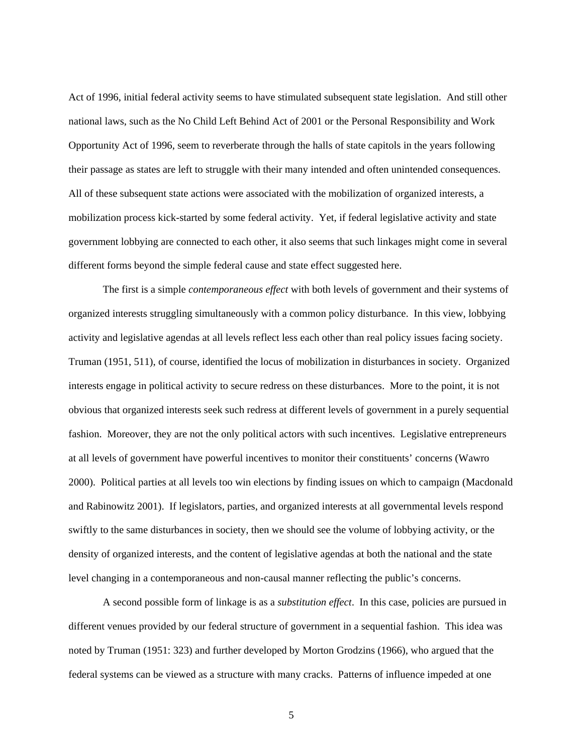Act of 1996, initial federal activity seems to have stimulated subsequent state legislation. And still other national laws, such as the No Child Left Behind Act of 2001 or the Personal Responsibility and Work Opportunity Act of 1996, seem to reverberate through the halls of state capitols in the years following their passage as states are left to struggle with their many intended and often unintended consequences. All of these subsequent state actions were associated with the mobilization of organized interests, a mobilization process kick-started by some federal activity. Yet, if federal legislative activity and state government lobbying are connected to each other, it also seems that such linkages might come in several different forms beyond the simple federal cause and state effect suggested here.

The first is a simple *contemporaneous effect* with both levels of government and their systems of organized interests struggling simultaneously with a common policy disturbance. In this view, lobbying activity and legislative agendas at all levels reflect less each other than real policy issues facing society. Truman (1951, 511), of course, identified the locus of mobilization in disturbances in society. Organized interests engage in political activity to secure redress on these disturbances. More to the point, it is not obvious that organized interests seek such redress at different levels of government in a purely sequential fashion. Moreover, they are not the only political actors with such incentives. Legislative entrepreneurs at all levels of government have powerful incentives to monitor their constituents' concerns (Wawro 2000). Political parties at all levels too win elections by finding issues on which to campaign (Macdonald and Rabinowitz 2001). If legislators, parties, and organized interests at all governmental levels respond swiftly to the same disturbances in society, then we should see the volume of lobbying activity, or the density of organized interests, and the content of legislative agendas at both the national and the state level changing in a contemporaneous and non-causal manner reflecting the public's concerns.

A second possible form of linkage is as a *substitution effect*. In this case, policies are pursued in different venues provided by our federal structure of government in a sequential fashion. This idea was noted by Truman (1951: 323) and further developed by Morton Grodzins (1966), who argued that the federal systems can be viewed as a structure with many cracks. Patterns of influence impeded at one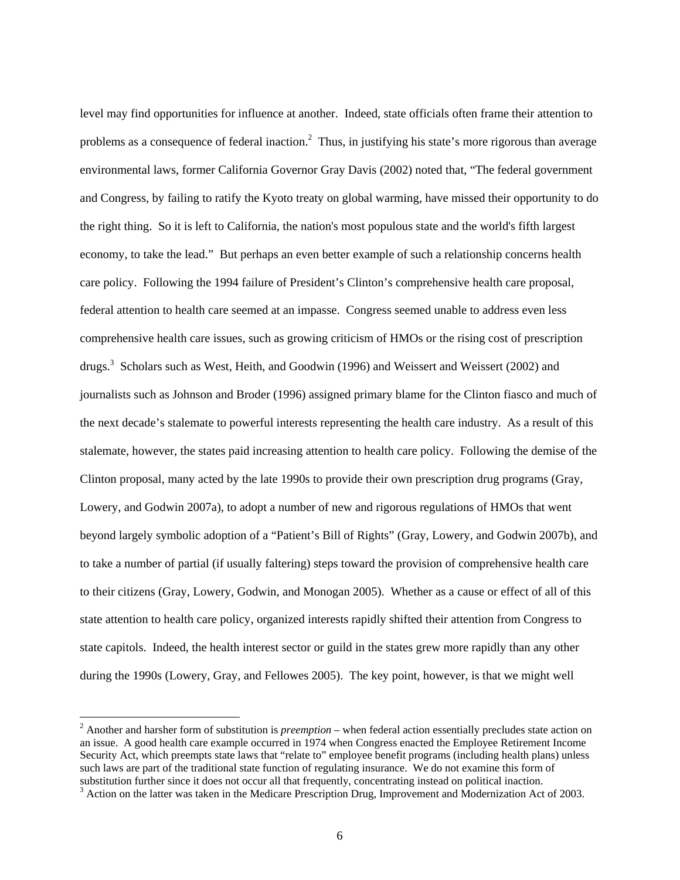level may find opportunities for influence at another. Indeed, state officials often frame their attention to problems as a consequence of federal inaction.[2] Thus, in justifying his state's more rigorous than average environmental laws, former California Governor Gray Davis (2002) noted that, "The federal government and Congress, by failing to ratify the Kyoto treaty on global warming, have missed their opportunity to do the right thing. So it is left to California, the nation's most populous state and the world's fifth largest economy, to take the lead." But perhaps an even better example of such a relationship concerns health care policy. Following the 1994 failure of President's Clinton's comprehensive health care proposal, federal attention to health care seemed at an impasse. Congress seemed unable to address even less comprehensive health care issues, such as growing criticism of HMOs or the rising cost of prescription drugs.[3] Scholars such as West, Heith, and Goodwin (1996) and Weissert and Weissert (2002) and journalists such as Johnson and Broder (1996) assigned primary blame for the Clinton fiasco and much of the next decade's stalemate to powerful interests representing the health care industry. As a result of this stalemate, however, the states paid increasing attention to health care policy. Following the demise of the Clinton proposal, many acted by the late 1990s to provide their own prescription drug programs (Gray, Lowery, and Godwin 2007a), to adopt a number of new and rigorous regulations of HMOs that went beyond largely symbolic adoption of a "Patient's Bill of Rights" (Gray, Lowery, and Godwin 2007b), and to take a number of partial (if usually faltering) steps toward the provision of comprehensive health care to their citizens (Gray, Lowery, Godwin, and Monogan 2005). Whether as a cause or effect of all of this state attention to health care policy, organized interests rapidly shifted their attention from Congress to state capitols. Indeed, the health interest sector or guild in the states grew more rapidly than any other during the 1990s (Lowery, Gray, and Fellowes 2005). The key point, however, is that we might well

[2] Another and harsher form of substitution is *preemption* – when federal action essentially precludes state action on an issue. A good health care example occurred in 1974 when Congress enacted the Employee Retirement Income Security Act, which preempts state laws that "relate to" employee benefit programs (including health plans) unless such laws are part of the traditional state function of regulating insurance. We do not examine this form of substitution further since it does not occur all that frequently, concentrating instead on political inaction.

[3] Action on the latter was taken in the Medicare Prescription Drug, Improvement and Modernization Act of 2003.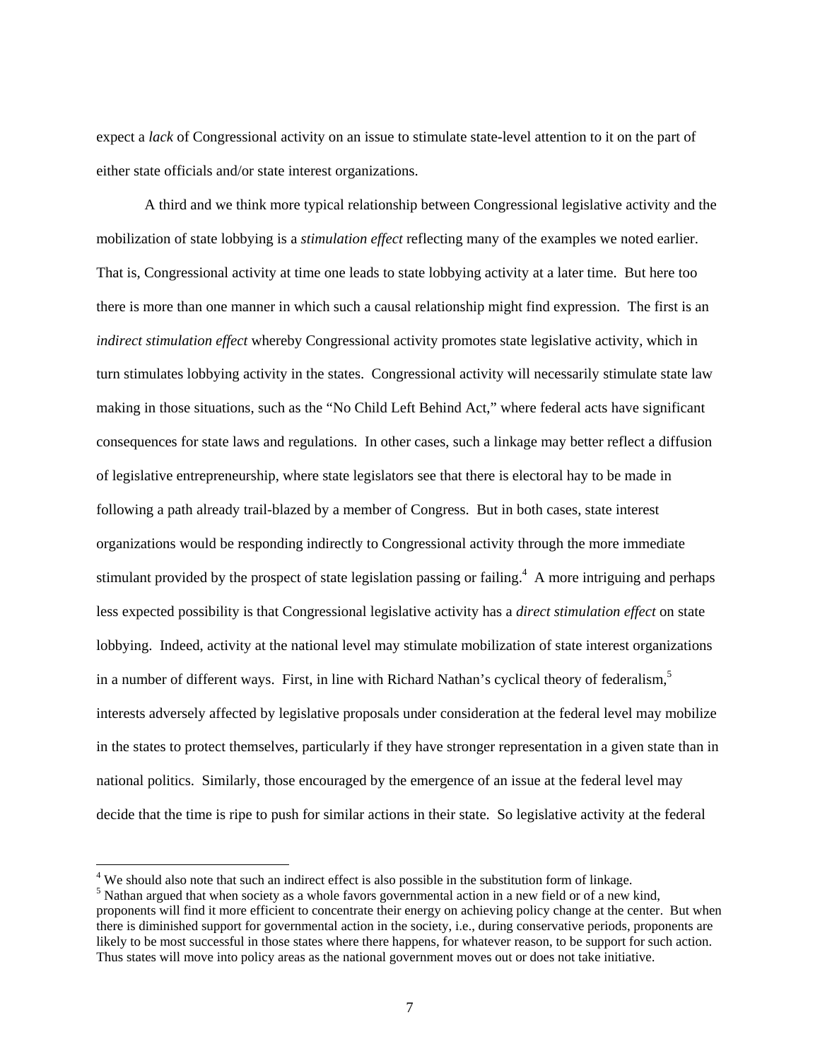expect a *lack* of Congressional activity on an issue to stimulate state-level attention to it on the part of either state officials and/or state interest organizations.

A third and we think more typical relationship between Congressional legislative activity and the mobilization of state lobbying is a *stimulation effect* reflecting many of the examples we noted earlier. That is, Congressional activity at time one leads to state lobbying activity at a later time. But here too there is more than one manner in which such a causal relationship might find expression. The first is an *indirect stimulation effect* whereby Congressional activity promotes state legislative activity, which in turn stimulates lobbying activity in the states. Congressional activity will necessarily stimulate state law making in those situations, such as the "No Child Left Behind Act," where federal acts have significant consequences for state laws and regulations. In other cases, such a linkage may better reflect a diffusion of legislative entrepreneurship, where state legislators see that there is electoral hay to be made in following a path already trail-blazed by a member of Congress. But in both cases, state interest organizations would be responding indirectly to Congressional activity through the more immediate stimulant provided by the prospect of state legislation passing or failing.[4] A more intriguing and perhaps less expected possibility is that Congressional legislative activity has a *direct stimulation effect* on state lobbying. Indeed, activity at the national level may stimulate mobilization of state interest organizations in a number of different ways. First, in line with Richard Nathan's cyclical theory of federalism,[5] interests adversely affected by legislative proposals under consideration at the federal level may mobilize in the states to protect themselves, particularly if they have stronger representation in a given state than in national politics. Similarly, those encouraged by the emergence of an issue at the federal level may decide that the time is ripe to push for similar actions in their state. So legislative activity at the federal

[4] We should also note that such an indirect effect is also possible in the substitution form of linkage.

[5] Nathan argued that when society as a whole favors governmental action in a new field or of a new kind, proponents will find it more efficient to concentrate their energy on achieving policy change at the center. But when there is diminished support for governmental action in the society, i.e., during conservative periods, proponents are likely to be most successful in those states where there happens, for whatever reason, to be support for such action. Thus states will move into policy areas as the national government moves out or does not take initiative.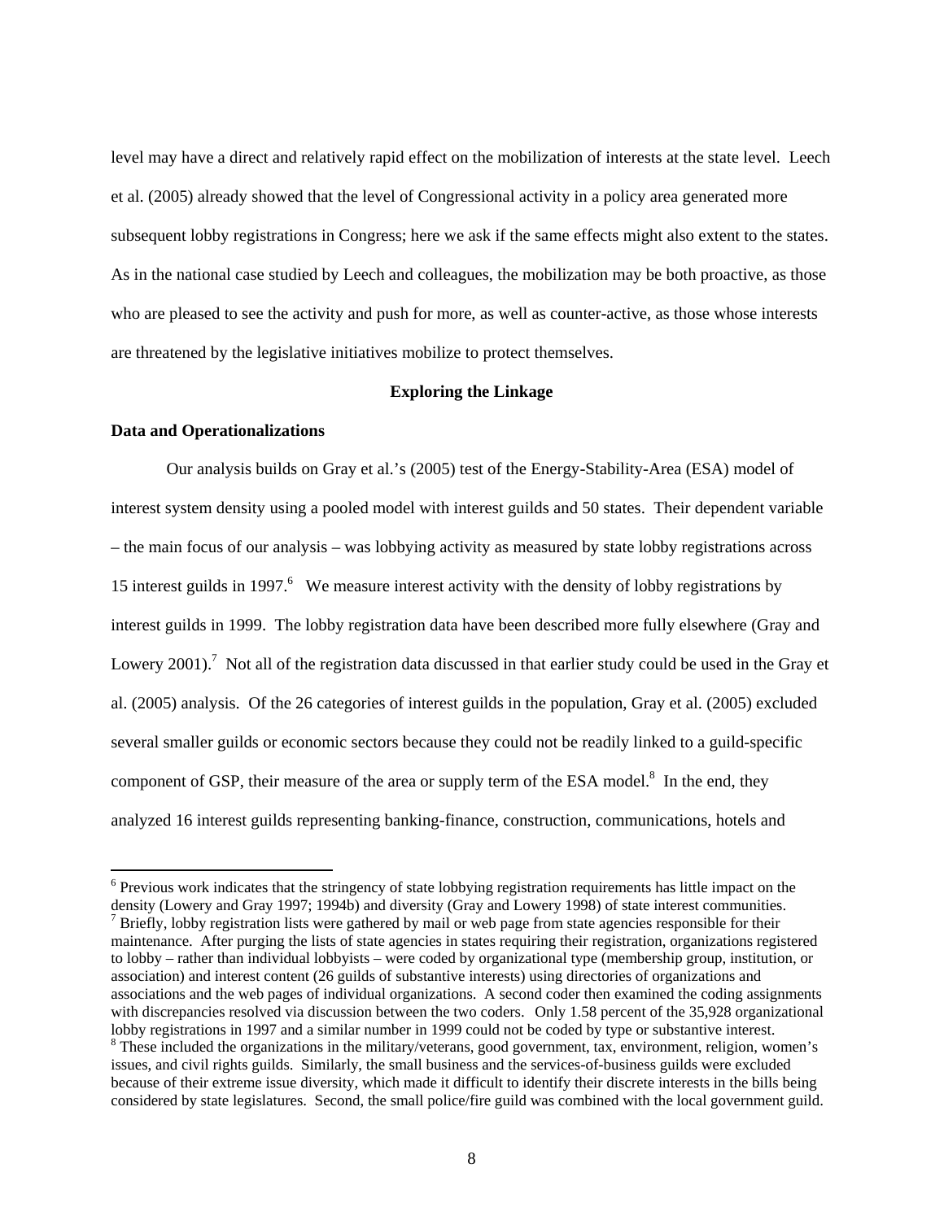level may have a direct and relatively rapid effect on the mobilization of interests at the state level. Leech et al. (2005) already showed that the level of Congressional activity in a policy area generated more subsequent lobby registrations in Congress; here we ask if the same effects might also extent to the states. As in the national case studied by Leech and colleagues, the mobilization may be both proactive, as those who are pleased to see the activity and push for more, as well as counter-active, as those whose interests are threatened by the legislative initiatives mobilize to protect themselves.

## Exploring the Linkage

### Data and Operationalizations

Our analysis builds on Gray et al.'s (2005) test of the Energy-Stability-Area (ESA) model of interest system density using a pooled model with interest guilds and 50 states. Their dependent variable – the main focus of our analysis – was lobbying activity as measured by state lobby registrations across 15 interest guilds in 1997.[6] We measure interest activity with the density of lobby registrations by interest guilds in 1999. The lobby registration data have been described more fully elsewhere (Gray and Lowery 2001).[7] Not all of the registration data discussed in that earlier study could be used in the Gray et al. (2005) analysis. Of the 26 categories of interest guilds in the population, Gray et al. (2005) excluded several smaller guilds or economic sectors because they could not be readily linked to a guild-specific component of GSP, their measure of the area or supply term of the ESA model.[8] In the end, they analyzed 16 interest guilds representing banking-finance, construction, communications, hotels and

[6] Previous work indicates that the stringency of state lobbying registration requirements has little impact on the density (Lowery and Gray 1997; 1994b) and diversity (Gray and Lowery 1998) of state interest communities.

[7] Briefly, lobby registration lists were gathered by mail or web page from state agencies responsible for their maintenance. After purging the lists of state agencies in states requiring their registration, organizations registered to lobby – rather than individual lobbyists – were coded by organizational type (membership group, institution, or association) and interest content (26 guilds of substantive interests) using directories of organizations and associations and the web pages of individual organizations. A second coder then examined the coding assignments with discrepancies resolved via discussion between the two coders. Only 1.58 percent of the 35,928 organizational lobby registrations in 1997 and a similar number in 1999 could not be coded by type or substantive interest.

[8] These included the organizations in the military/veterans, good government, tax, environment, religion, women's issues, and civil rights guilds. Similarly, the small business and the services-of-business guilds were excluded because of their extreme issue diversity, which made it difficult to identify their discrete interests in the bills being considered by state legislatures. Second, the small police/fire guild was combined with the local government guild.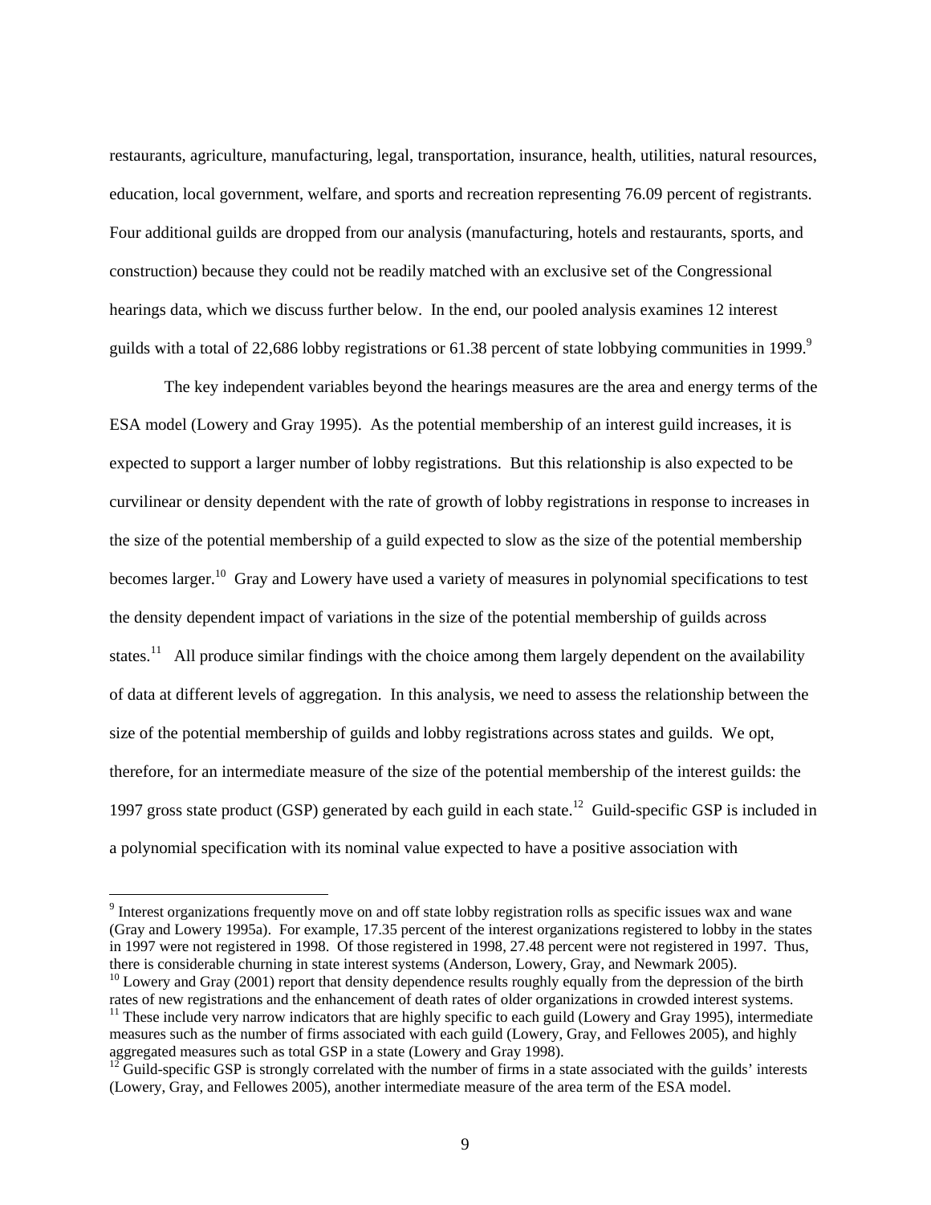restaurants, agriculture, manufacturing, legal, transportation, insurance, health, utilities, natural resources, education, local government, welfare, and sports and recreation representing 76.09 percent of registrants. Four additional guilds are dropped from our analysis (manufacturing, hotels and restaurants, sports, and construction) because they could not be readily matched with an exclusive set of the Congressional hearings data, which we discuss further below. In the end, our pooled analysis examines 12 interest guilds with a total of 22,686 lobby registrations or 61.38 percent of state lobbying communities in 1999.[9]

The key independent variables beyond the hearings measures are the area and energy terms of the ESA model (Lowery and Gray 1995). As the potential membership of an interest guild increases, it is expected to support a larger number of lobby registrations. But this relationship is also expected to be curvilinear or density dependent with the rate of growth of lobby registrations in response to increases in the size of the potential membership of a guild expected to slow as the size of the potential membership becomes larger.[10] Gray and Lowery have used a variety of measures in polynomial specifications to test the density dependent impact of variations in the size of the potential membership of guilds across states.[11] All produce similar findings with the choice among them largely dependent on the availability of data at different levels of aggregation. In this analysis, we need to assess the relationship between the size of the potential membership of guilds and lobby registrations across states and guilds. We opt, therefore, for an intermediate measure of the size of the potential membership of the interest guilds: the 1997 gross state product (GSP) generated by each guild in each state.[12] Guild-specific GSP is included in a polynomial specification with its nominal value expected to have a positive association with

---

[9] Interest organizations frequently move on and off state lobby registration rolls as specific issues wax and wane (Gray and Lowery 1995a). For example, 17.35 percent of the interest organizations registered to lobby in the states in 1997 were not registered in 1998. Of those registered in 1998, 27.48 percent were not registered in 1997. Thus, there is considerable churning in state interest systems (Anderson, Lowery, Gray, and Newmark 2005).

[10] Lowery and Gray (2001) report that density dependence results roughly equally from the depression of the birth rates of new registrations and the enhancement of death rates of older organizations in crowded interest systems.

[11] These include very narrow indicators that are highly specific to each guild (Lowery and Gray 1995), intermediate measures such as the number of firms associated with each guild (Lowery, Gray, and Fellowes 2005), and highly aggregated measures such as total GSP in a state (Lowery and Gray 1998).

[12] Guild-specific GSP is strongly correlated with the number of firms in a state associated with the guilds' interests (Lowery, Gray, and Fellowes 2005), another intermediate measure of the area term of the ESA model.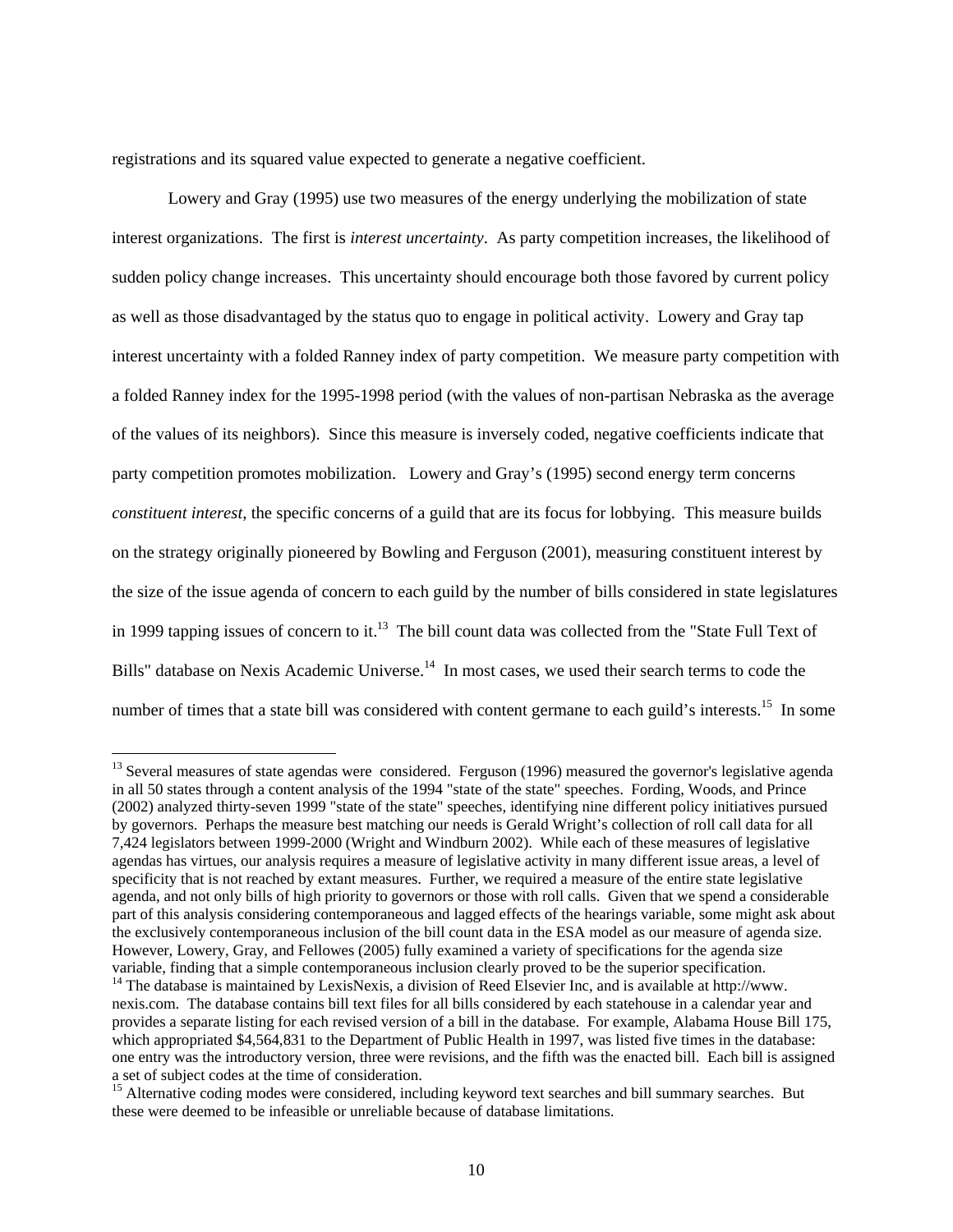registrations and its squared value expected to generate a negative coefficient.

Lowery and Gray (1995) use two measures of the energy underlying the mobilization of state interest organizations. The first is *interest uncertainty*. As party competition increases, the likelihood of sudden policy change increases. This uncertainty should encourage both those favored by current policy as well as those disadvantaged by the status quo to engage in political activity. Lowery and Gray tap interest uncertainty with a folded Ranney index of party competition. We measure party competition with a folded Ranney index for the 1995-1998 period (with the values of non-partisan Nebraska as the average of the values of its neighbors). Since this measure is inversely coded, negative coefficients indicate that party competition promotes mobilization. Lowery and Gray's (1995) second energy term concerns *constituent interest*, the specific concerns of a guild that are its focus for lobbying. This measure builds on the strategy originally pioneered by Bowling and Ferguson (2001), measuring constituent interest by the size of the issue agenda of concern to each guild by the number of bills considered in state legislatures in 1999 tapping issues of concern to it.[13] The bill count data was collected from the "State Full Text of Bills" database on Nexis Academic Universe.[14] In most cases, we used their search terms to code the number of times that a state bill was considered with content germane to each guild's interests.[15] In some

---

[13] Several measures of state agendas were considered. Ferguson (1996) measured the governor's legislative agenda in all 50 states through a content analysis of the 1994 "state of the state" speeches. Fording, Woods, and Prince (2002) analyzed thirty-seven 1999 "state of the state" speeches, identifying nine different policy initiatives pursued by governors. Perhaps the measure best matching our needs is Gerald Wright's collection of roll call data for all 7,424 legislators between 1999-2000 (Wright and Windburn 2002). While each of these measures of legislative agendas has virtues, our analysis requires a measure of legislative activity in many different issue areas, a level of specificity that is not reached by extant measures. Further, we required a measure of the entire state legislative agenda, and not only bills of high priority to governors or those with roll calls. Given that we spend a considerable part of this analysis considering contemporaneous and lagged effects of the hearings variable, some might ask about the exclusively contemporaneous inclusion of the bill count data in the ESA model as our measure of agenda size. However, Lowery, Gray, and Fellowes (2005) fully examined a variety of specifications for the agenda size variable, finding that a simple contemporaneous inclusion clearly proved to be the superior specification.

[14] The database is maintained by LexisNexis, a division of Reed Elsevier Inc, and is available at http://www.nexis.com. The database contains bill text files for all bills considered by each statehouse in a calendar year and provides a separate listing for each revised version of a bill in the database. For example, Alabama House Bill 175, which appropriated $4,564,831 to the Department of Public Health in 1997, was listed five times in the database: one entry was the introductory version, three were revisions, and the fifth was the enacted bill. Each bill is assigned a set of subject codes at the time of consideration.

[15] Alternative coding modes were considered, including keyword text searches and bill summary searches. But these were deemed to be infeasible or unreliable because of database limitations.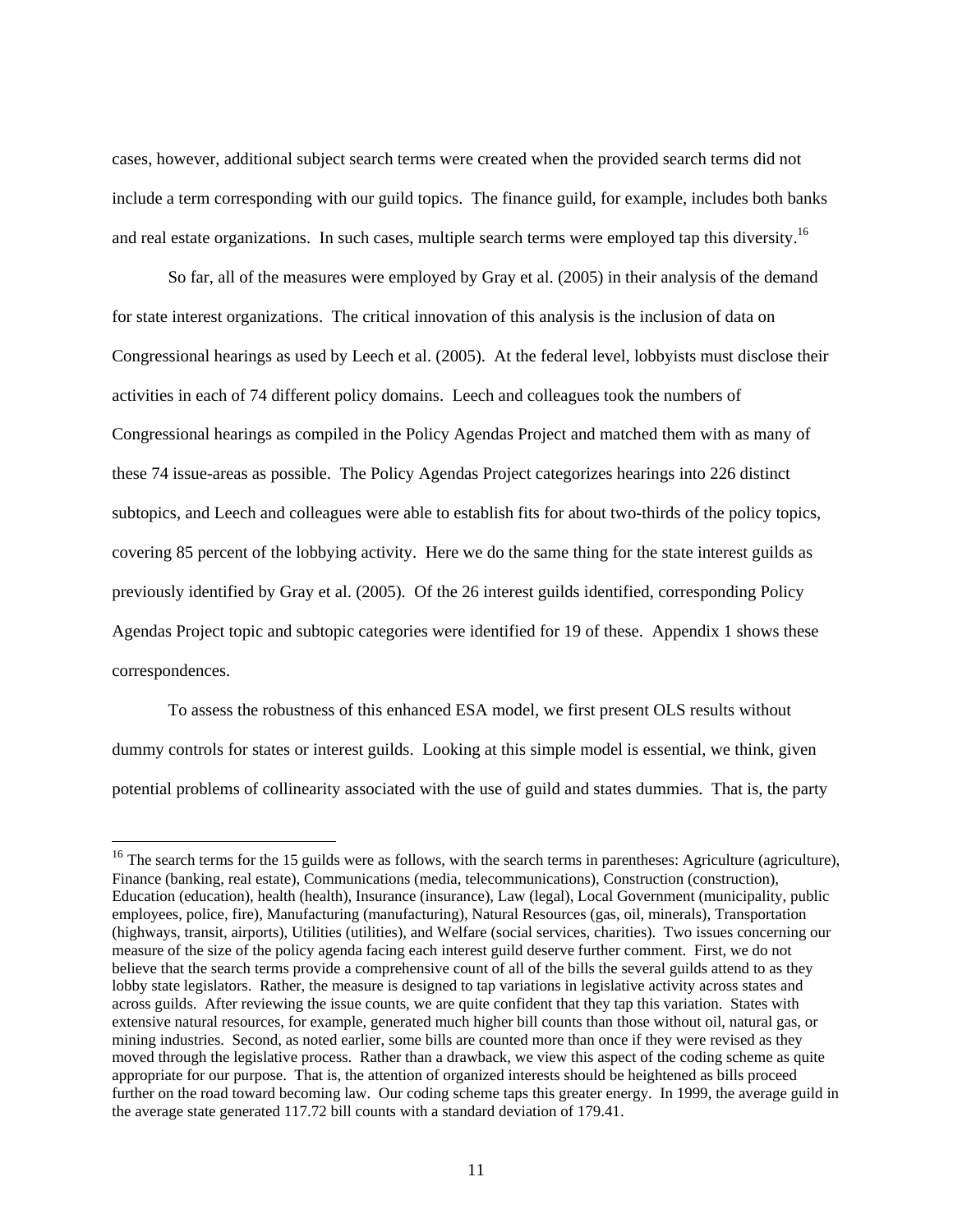cases, however, additional subject search terms were created when the provided search terms did not include a term corresponding with our guild topics. The finance guild, for example, includes both banks and real estate organizations. In such cases, multiple search terms were employed tap this diversity.[16]

So far, all of the measures were employed by Gray et al. (2005) in their analysis of the demand for state interest organizations. The critical innovation of this analysis is the inclusion of data on Congressional hearings as used by Leech et al. (2005). At the federal level, lobbyists must disclose their activities in each of 74 different policy domains. Leech and colleagues took the numbers of Congressional hearings as compiled in the Policy Agendas Project and matched them with as many of these 74 issue-areas as possible. The Policy Agendas Project categorizes hearings into 226 distinct subtopics, and Leech and colleagues were able to establish fits for about two-thirds of the policy topics, covering 85 percent of the lobbying activity. Here we do the same thing for the state interest guilds as previously identified by Gray et al. (2005). Of the 26 interest guilds identified, corresponding Policy Agendas Project topic and subtopic categories were identified for 19 of these. Appendix 1 shows these correspondences.

To assess the robustness of this enhanced ESA model, we first present OLS results without dummy controls for states or interest guilds. Looking at this simple model is essential, we think, given potential problems of collinearity associated with the use of guild and states dummies. That is, the party

---

[16] The search terms for the 15 guilds were as follows, with the search terms in parentheses: Agriculture (agriculture), Finance (banking, real estate), Communications (media, telecommunications), Construction (construction), Education (education), health (health), Insurance (insurance), Law (legal), Local Government (municipality, public employees, police, fire), Manufacturing (manufacturing), Natural Resources (gas, oil, minerals), Transportation (highways, transit, airports), Utilities (utilities), and Welfare (social services, charities). Two issues concerning our measure of the size of the policy agenda facing each interest guild deserve further comment. First, we do not believe that the search terms provide a comprehensive count of all of the bills the several guilds attend to as they lobby state legislators. Rather, the measure is designed to tap variations in legislative activity across states and across guilds. After reviewing the issue counts, we are quite confident that they tap this variation. States with extensive natural resources, for example, generated much higher bill counts than those without oil, natural gas, or mining industries. Second, as noted earlier, some bills are counted more than once if they were revised as they moved through the legislative process. Rather than a drawback, we view this aspect of the coding scheme as quite appropriate for our purpose. That is, the attention of organized interests should be heightened as bills proceed further on the road toward becoming law. Our coding scheme taps this greater energy. In 1999, the average guild in the average state generated 117.72 bill counts with a standard deviation of 179.41.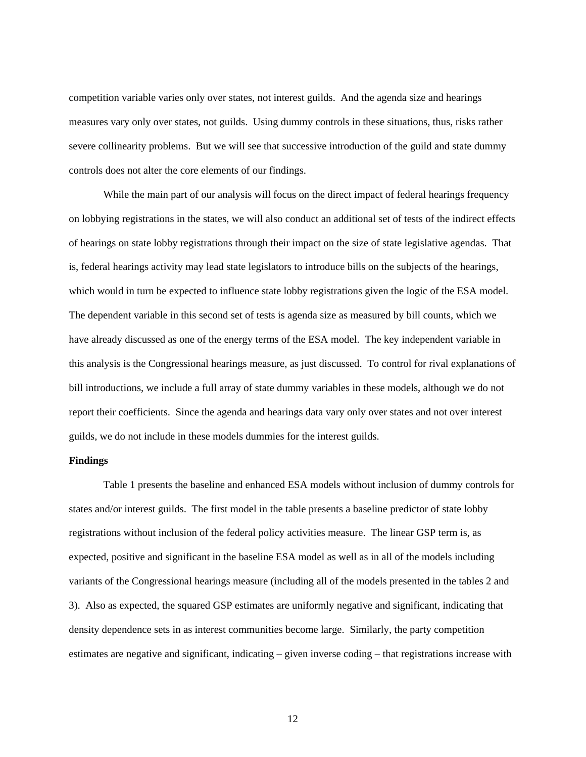competition variable varies only over states, not interest guilds. And the agenda size and hearings measures vary only over states, not guilds. Using dummy controls in these situations, thus, risks rather severe collinearity problems. But we will see that successive introduction of the guild and state dummy controls does not alter the core elements of our findings.

While the main part of our analysis will focus on the direct impact of federal hearings frequency on lobbying registrations in the states, we will also conduct an additional set of tests of the indirect effects of hearings on state lobby registrations through their impact on the size of state legislative agendas. That is, federal hearings activity may lead state legislators to introduce bills on the subjects of the hearings, which would in turn be expected to influence state lobby registrations given the logic of the ESA model. The dependent variable in this second set of tests is agenda size as measured by bill counts, which we have already discussed as one of the energy terms of the ESA model. The key independent variable in this analysis is the Congressional hearings measure, as just discussed. To control for rival explanations of bill introductions, we include a full array of state dummy variables in these models, although we do not report their coefficients. Since the agenda and hearings data vary only over states and not over interest guilds, we do not include in these models dummies for the interest guilds.

**Findings**

Table 1 presents the baseline and enhanced ESA models without inclusion of dummy controls for states and/or interest guilds. The first model in the table presents a baseline predictor of state lobby registrations without inclusion of the federal policy activities measure. The linear GSP term is, as expected, positive and significant in the baseline ESA model as well as in all of the models including variants of the Congressional hearings measure (including all of the models presented in the tables 2 and 3). Also as expected, the squared GSP estimates are uniformly negative and significant, indicating that density dependence sets in as interest communities become large. Similarly, the party competition estimates are negative and significant, indicating – given inverse coding – that registrations increase with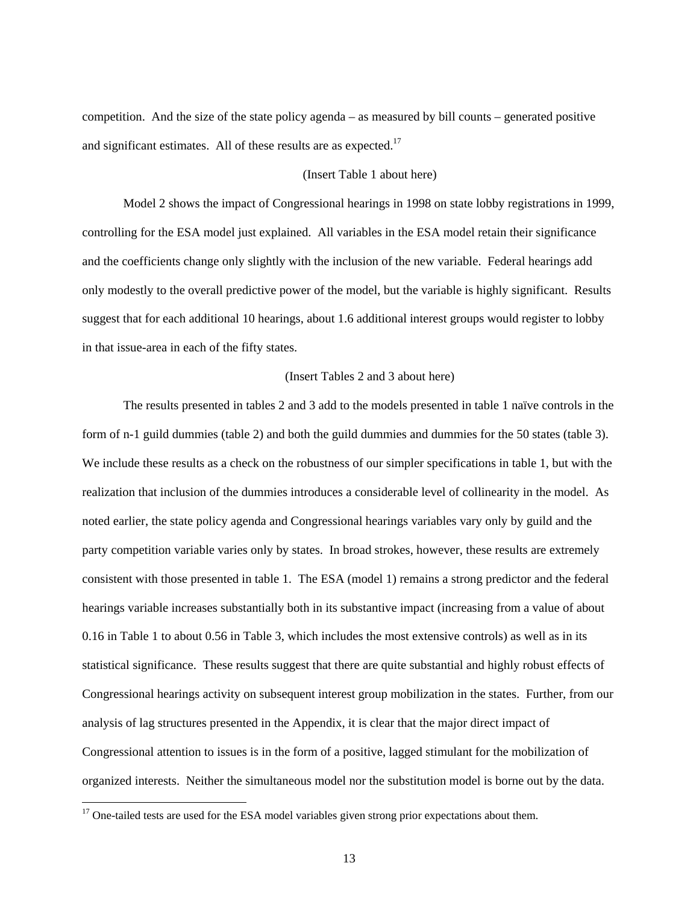competition. And the size of the state policy agenda – as measured by bill counts – generated positive and significant estimates. All of these results are as expected.[17]

(Insert Table 1 about here)

Model 2 shows the impact of Congressional hearings in 1998 on state lobby registrations in 1999, controlling for the ESA model just explained. All variables in the ESA model retain their significance and the coefficients change only slightly with the inclusion of the new variable. Federal hearings add only modestly to the overall predictive power of the model, but the variable is highly significant. Results suggest that for each additional 10 hearings, about 1.6 additional interest groups would register to lobby in that issue-area in each of the fifty states.

(Insert Tables 2 and 3 about here)

The results presented in tables 2 and 3 add to the models presented in table 1 naïve controls in the form of n-1 guild dummies (table 2) and both the guild dummies and dummies for the 50 states (table 3). We include these results as a check on the robustness of our simpler specifications in table 1, but with the realization that inclusion of the dummies introduces a considerable level of collinearity in the model. As noted earlier, the state policy agenda and Congressional hearings variables vary only by guild and the party competition variable varies only by states. In broad strokes, however, these results are extremely consistent with those presented in table 1. The ESA (model 1) remains a strong predictor and the federal hearings variable increases substantially both in its substantive impact (increasing from a value of about 0.16 in Table 1 to about 0.56 in Table 3, which includes the most extensive controls) as well as in its statistical significance. These results suggest that there are quite substantial and highly robust effects of Congressional hearings activity on subsequent interest group mobilization in the states. Further, from our analysis of lag structures presented in the Appendix, it is clear that the major direct impact of Congressional attention to issues is in the form of a positive, lagged stimulant for the mobilization of organized interests. Neither the simultaneous model nor the substitution model is borne out by the data.

[17] One-tailed tests are used for the ESA model variables given strong prior expectations about them.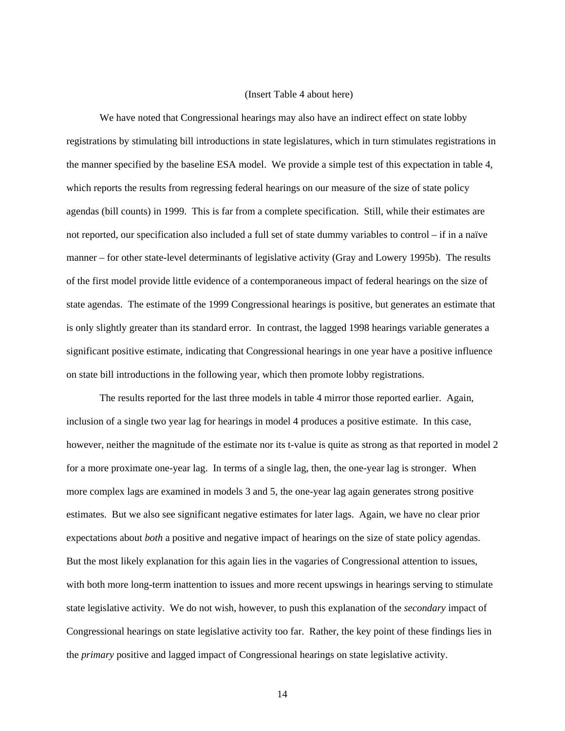(Insert Table 4 about here)

We have noted that Congressional hearings may also have an indirect effect on state lobby registrations by stimulating bill introductions in state legislatures, which in turn stimulates registrations in the manner specified by the baseline ESA model. We provide a simple test of this expectation in table 4, which reports the results from regressing federal hearings on our measure of the size of state policy agendas (bill counts) in 1999. This is far from a complete specification. Still, while their estimates are not reported, our specification also included a full set of state dummy variables to control – if in a naïve manner – for other state-level determinants of legislative activity (Gray and Lowery 1995b). The results of the first model provide little evidence of a contemporaneous impact of federal hearings on the size of state agendas. The estimate of the 1999 Congressional hearings is positive, but generates an estimate that is only slightly greater than its standard error. In contrast, the lagged 1998 hearings variable generates a significant positive estimate, indicating that Congressional hearings in one year have a positive influence on state bill introductions in the following year, which then promote lobby registrations.

The results reported for the last three models in table 4 mirror those reported earlier. Again, inclusion of a single two year lag for hearings in model 4 produces a positive estimate. In this case, however, neither the magnitude of the estimate nor its t-value is quite as strong as that reported in model 2 for a more proximate one-year lag. In terms of a single lag, then, the one-year lag is stronger. When more complex lags are examined in models 3 and 5, the one-year lag again generates strong positive estimates. But we also see significant negative estimates for later lags. Again, we have no clear prior expectations about *both* a positive and negative impact of hearings on the size of state policy agendas. But the most likely explanation for this again lies in the vagaries of Congressional attention to issues, with both more long-term inattention to issues and more recent upswings in hearings serving to stimulate state legislative activity. We do not wish, however, to push this explanation of the *secondary* impact of Congressional hearings on state legislative activity too far. Rather, the key point of these findings lies in the *primary* positive and lagged impact of Congressional hearings on state legislative activity.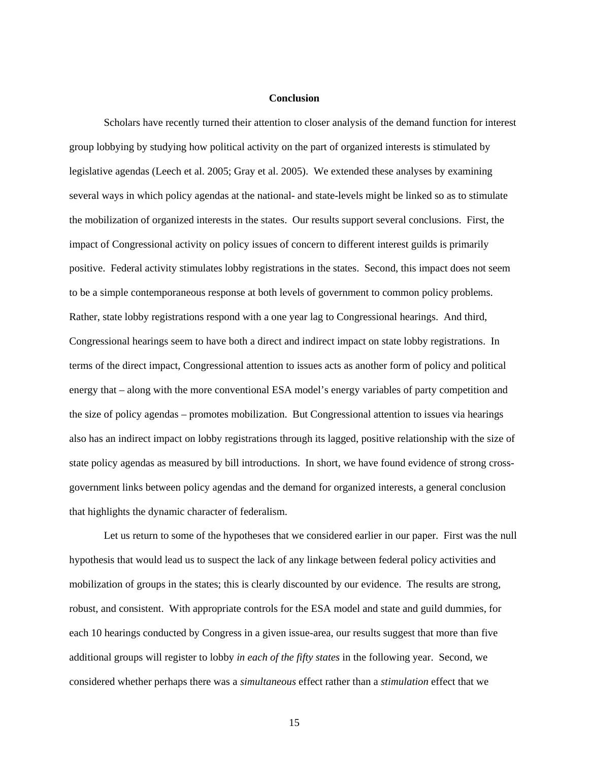## Conclusion

Scholars have recently turned their attention to closer analysis of the demand function for interest group lobbying by studying how political activity on the part of organized interests is stimulated by legislative agendas (Leech et al. 2005; Gray et al. 2005). We extended these analyses by examining several ways in which policy agendas at the national- and state-levels might be linked so as to stimulate the mobilization of organized interests in the states. Our results support several conclusions. First, the impact of Congressional activity on policy issues of concern to different interest guilds is primarily positive. Federal activity stimulates lobby registrations in the states. Second, this impact does not seem to be a simple contemporaneous response at both levels of government to common policy problems. Rather, state lobby registrations respond with a one year lag to Congressional hearings. And third, Congressional hearings seem to have both a direct and indirect impact on state lobby registrations. In terms of the direct impact, Congressional attention to issues acts as another form of policy and political energy that – along with the more conventional ESA model's energy variables of party competition and the size of policy agendas – promotes mobilization. But Congressional attention to issues via hearings also has an indirect impact on lobby registrations through its lagged, positive relationship with the size of state policy agendas as measured by bill introductions. In short, we have found evidence of strong cross-government links between policy agendas and the demand for organized interests, a general conclusion that highlights the dynamic character of federalism.

Let us return to some of the hypotheses that we considered earlier in our paper. First was the null hypothesis that would lead us to suspect the lack of any linkage between federal policy activities and mobilization of groups in the states; this is clearly discounted by our evidence. The results are strong, robust, and consistent. With appropriate controls for the ESA model and state and guild dummies, for each 10 hearings conducted by Congress in a given issue-area, our results suggest that more than five additional groups will register to lobby *in each of the fifty states* in the following year. Second, we considered whether perhaps there was a *simultaneous* effect rather than a *stimulation* effect that we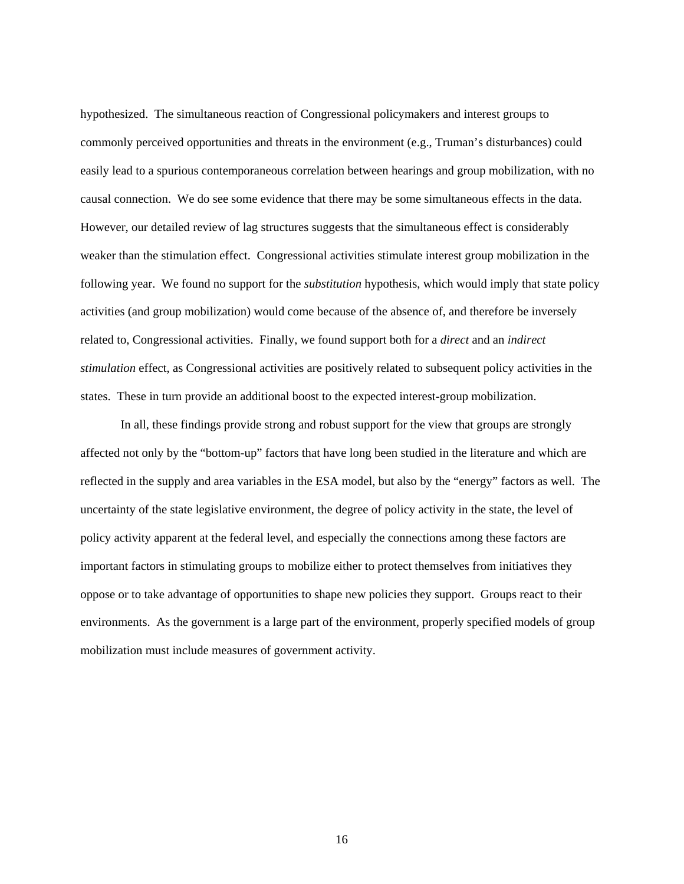hypothesized. The simultaneous reaction of Congressional policymakers and interest groups to commonly perceived opportunities and threats in the environment (e.g., Truman's disturbances) could easily lead to a spurious contemporaneous correlation between hearings and group mobilization, with no causal connection. We do see some evidence that there may be some simultaneous effects in the data. However, our detailed review of lag structures suggests that the simultaneous effect is considerably weaker than the stimulation effect. Congressional activities stimulate interest group mobilization in the following year. We found no support for the *substitution* hypothesis, which would imply that state policy activities (and group mobilization) would come because of the absence of, and therefore be inversely related to, Congressional activities. Finally, we found support both for a *direct* and an *indirect stimulation* effect, as Congressional activities are positively related to subsequent policy activities in the states. These in turn provide an additional boost to the expected interest-group mobilization.

In all, these findings provide strong and robust support for the view that groups are strongly affected not only by the "bottom-up" factors that have long been studied in the literature and which are reflected in the supply and area variables in the ESA model, but also by the "energy" factors as well. The uncertainty of the state legislative environment, the degree of policy activity in the state, the level of policy activity apparent at the federal level, and especially the connections among these factors are important factors in stimulating groups to mobilize either to protect themselves from initiatives they oppose or to take advantage of opportunities to shape new policies they support. Groups react to their environments. As the government is a large part of the environment, properly specified models of group mobilization must include measures of government activity.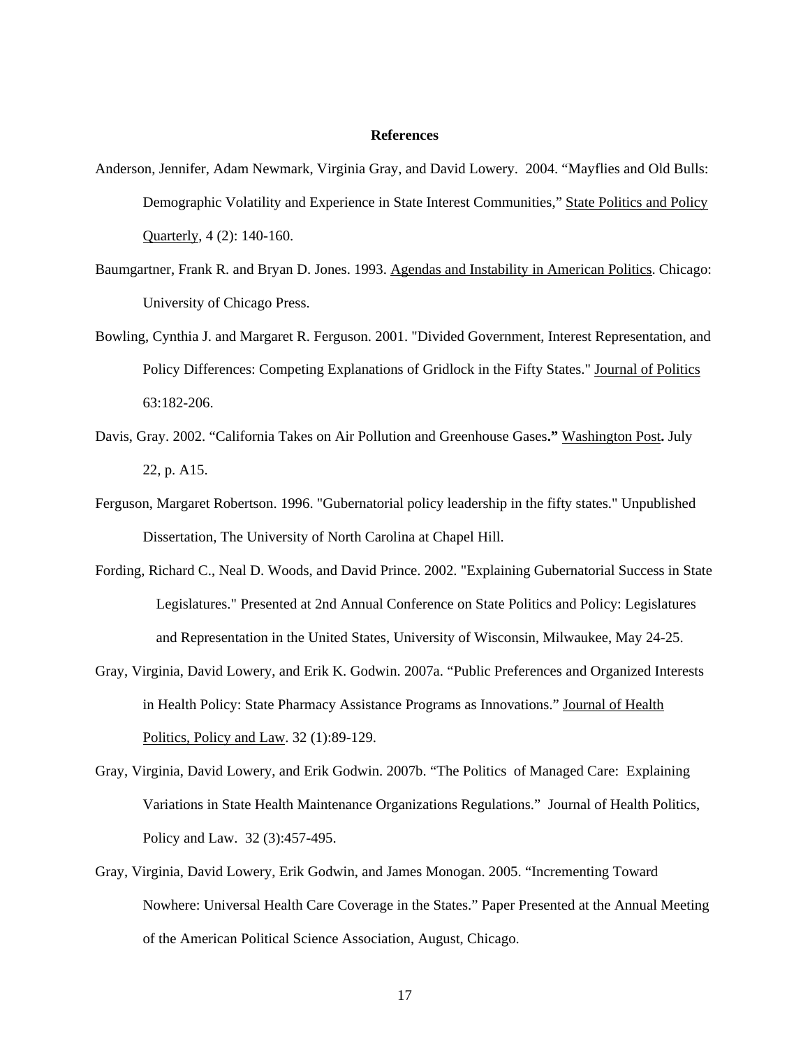**References**

Anderson, Jennifer, Adam Newmark, Virginia Gray, and David Lowery. 2004. "Mayflies and Old Bulls: Demographic Volatility and Experience in State Interest Communities," State Politics and Policy Quarterly, 4 (2): 140-160.

Baumgartner, Frank R. and Bryan D. Jones. 1993. Agendas and Instability in American Politics. Chicago: University of Chicago Press.

Bowling, Cynthia J. and Margaret R. Ferguson. 2001. "Divided Government, Interest Representation, and Policy Differences: Competing Explanations of Gridlock in the Fifty States." Journal of Politics 63:182-206.

Davis, Gray. 2002. "California Takes on Air Pollution and Greenhouse Gases**."** Washington Post**.** July 22, p. A15.

Ferguson, Margaret Robertson. 1996. "Gubernatorial policy leadership in the fifty states." Unpublished Dissertation, The University of North Carolina at Chapel Hill.

Fording, Richard C., Neal D. Woods, and David Prince. 2002. "Explaining Gubernatorial Success in State Legislatures." Presented at 2nd Annual Conference on State Politics and Policy: Legislatures and Representation in the United States, University of Wisconsin, Milwaukee, May 24-25.

Gray, Virginia, David Lowery, and Erik K. Godwin. 2007a. "Public Preferences and Organized Interests in Health Policy: State Pharmacy Assistance Programs as Innovations." Journal of Health Politics, Policy and Law. 32 (1):89-129.

Gray, Virginia, David Lowery, and Erik Godwin. 2007b. "The Politics of Managed Care: Explaining Variations in State Health Maintenance Organizations Regulations." Journal of Health Politics, Policy and Law. 32 (3):457-495.

Gray, Virginia, David Lowery, Erik Godwin, and James Monogan. 2005. "Incrementing Toward Nowhere: Universal Health Care Coverage in the States." Paper Presented at the Annual Meeting of the American Political Science Association, August, Chicago.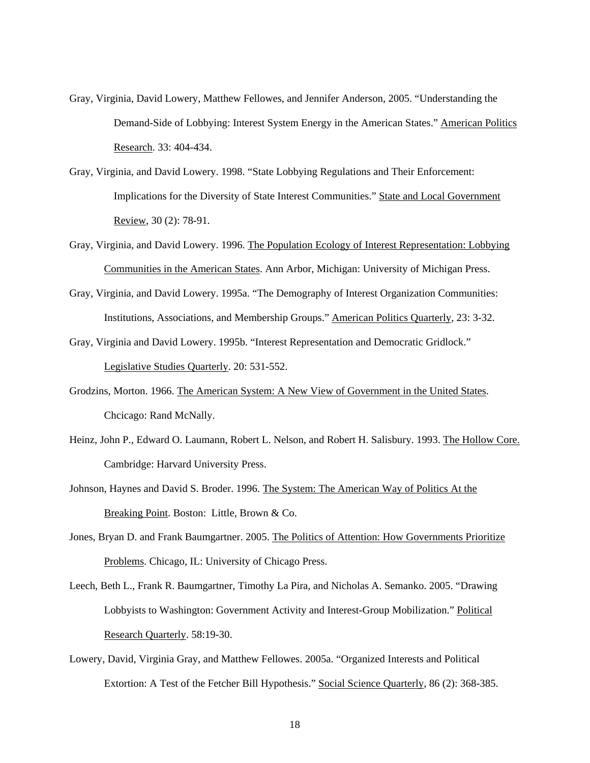Gray, Virginia, David Lowery, Matthew Fellowes, and Jennifer Anderson, 2005. "Understanding the Demand-Side of Lobbying: Interest System Energy in the American States." American Politics Research. 33: 404-434.

Gray, Virginia, and David Lowery. 1998. "State Lobbying Regulations and Their Enforcement: Implications for the Diversity of State Interest Communities." State and Local Government Review, 30 (2): 78-91.

Gray, Virginia, and David Lowery. 1996. The Population Ecology of Interest Representation: Lobbying Communities in the American States. Ann Arbor, Michigan: University of Michigan Press.

Gray, Virginia, and David Lowery. 1995a. "The Demography of Interest Organization Communities: Institutions, Associations, and Membership Groups." American Politics Quarterly, 23: 3-32.

Gray, Virginia and David Lowery. 1995b. "Interest Representation and Democratic Gridlock." Legislative Studies Quarterly. 20: 531-552.

Grodzins, Morton. 1966. The American System: A New View of Government in the United States. Chcicago: Rand McNally.

Heinz, John P., Edward O. Laumann, Robert L. Nelson, and Robert H. Salisbury. 1993. The Hollow Core. Cambridge: Harvard University Press.

Johnson, Haynes and David S. Broder. 1996. The System: The American Way of Politics At the Breaking Point. Boston: Little, Brown & Co.

Jones, Bryan D. and Frank Baumgartner. 2005. The Politics of Attention: How Governments Prioritize Problems. Chicago, IL: University of Chicago Press.

Leech, Beth L., Frank R. Baumgartner, Timothy La Pira, and Nicholas A. Semanko. 2005. "Drawing Lobbyists to Washington: Government Activity and Interest-Group Mobilization." Political Research Quarterly. 58:19-30.

Lowery, David, Virginia Gray, and Matthew Fellowes. 2005a. "Organized Interests and Political Extortion: A Test of the Fetcher Bill Hypothesis." Social Science Quarterly, 86 (2): 368-385.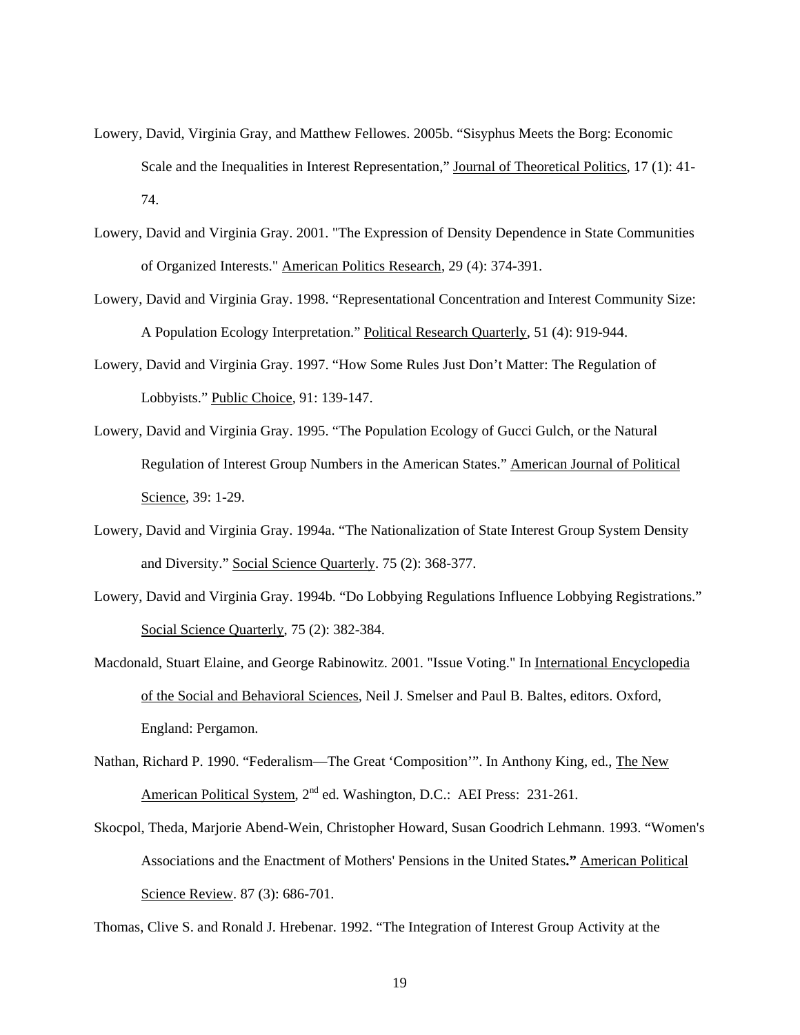Lowery, David, Virginia Gray, and Matthew Fellowes. 2005b. "Sisyphus Meets the Borg: Economic Scale and the Inequalities in Interest Representation," Journal of Theoretical Politics, 17 (1): 41-74.

Lowery, David and Virginia Gray. 2001. "The Expression of Density Dependence in State Communities of Organized Interests." American Politics Research, 29 (4): 374-391.

Lowery, David and Virginia Gray. 1998. "Representational Concentration and Interest Community Size: A Population Ecology Interpretation." Political Research Quarterly, 51 (4): 919-944.

Lowery, David and Virginia Gray. 1997. "How Some Rules Just Don't Matter: The Regulation of Lobbyists." Public Choice, 91: 139-147.

Lowery, David and Virginia Gray. 1995. "The Population Ecology of Gucci Gulch, or the Natural Regulation of Interest Group Numbers in the American States." American Journal of Political Science, 39: 1-29.

Lowery, David and Virginia Gray. 1994a. "The Nationalization of State Interest Group System Density and Diversity." Social Science Quarterly. 75 (2): 368-377.

Lowery, David and Virginia Gray. 1994b. "Do Lobbying Regulations Influence Lobbying Registrations." Social Science Quarterly, 75 (2): 382-384.

Macdonald, Stuart Elaine, and George Rabinowitz. 2001. "Issue Voting." In International Encyclopedia of the Social and Behavioral Sciences, Neil J. Smelser and Paul B. Baltes, editors. Oxford, England: Pergamon.

Nathan, Richard P. 1990. "Federalism—The Great 'Composition'". In Anthony King, ed., The New American Political System, 2nd ed. Washington, D.C.: AEI Press: 231-261.

Skocpol, Theda, Marjorie Abend-Wein, Christopher Howard, Susan Goodrich Lehmann. 1993. "Women's Associations and the Enactment of Mothers' Pensions in the United States**."** American Political Science Review. 87 (3): 686-701.

Thomas, Clive S. and Ronald J. Hrebenar. 1992. "The Integration of Interest Group Activity at the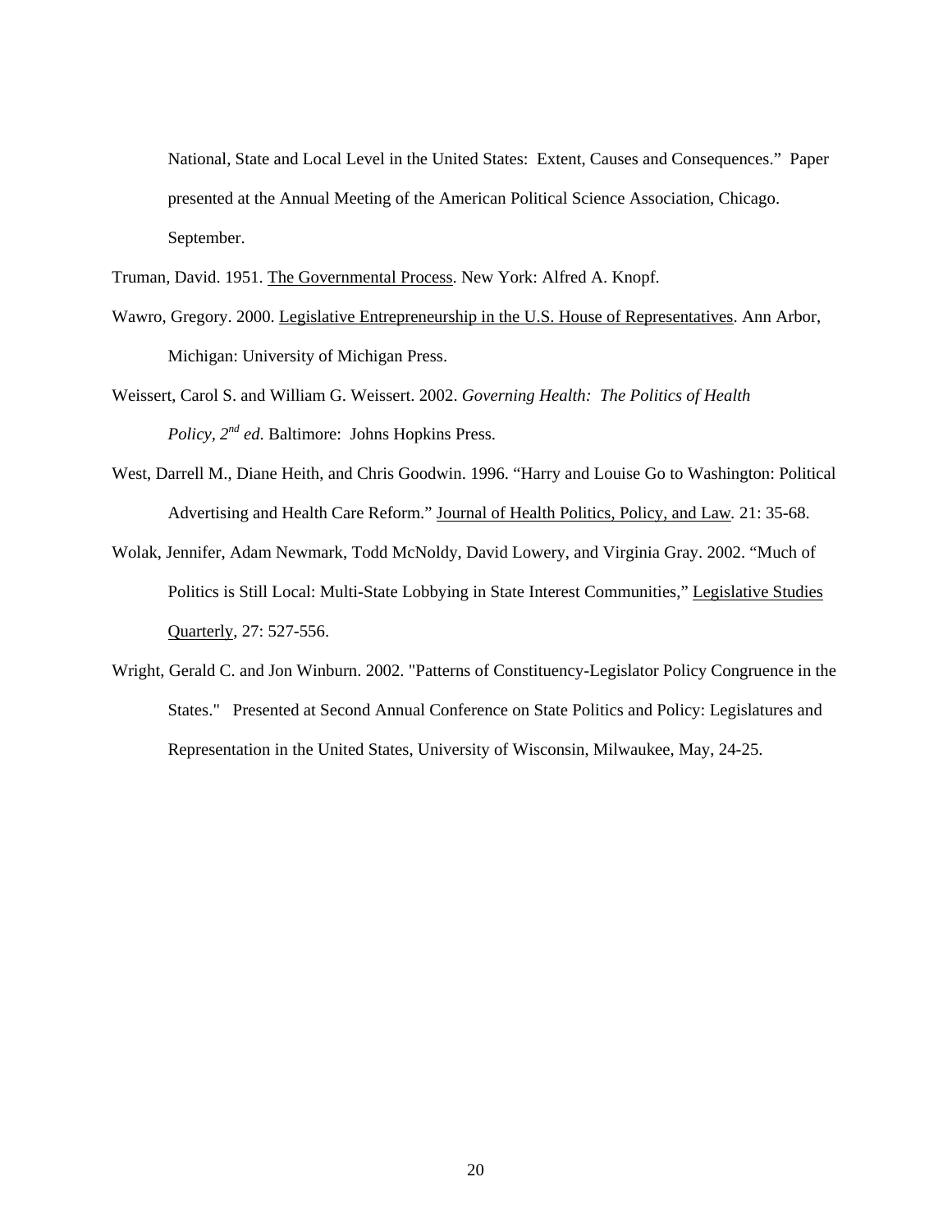National, State and Local Level in the United States: Extent, Causes and Consequences." Paper presented at the Annual Meeting of the American Political Science Association, Chicago. September.

Truman, David. 1951. The Governmental Process. New York: Alfred A. Knopf.

Wawro, Gregory. 2000. Legislative Entrepreneurship in the U.S. House of Representatives. Ann Arbor, Michigan: University of Michigan Press.

Weissert, Carol S. and William G. Weissert. 2002. *Governing Health: The Politics of Health Policy, 2nd ed*. Baltimore: Johns Hopkins Press.

West, Darrell M., Diane Heith, and Chris Goodwin. 1996. "Harry and Louise Go to Washington: Political Advertising and Health Care Reform." Journal of Health Politics, Policy, and Law. 21: 35-68.

Wolak, Jennifer, Adam Newmark, Todd McNoldy, David Lowery, and Virginia Gray. 2002. "Much of Politics is Still Local: Multi-State Lobbying in State Interest Communities," Legislative Studies Quarterly, 27: 527-556.

Wright, Gerald C. and Jon Winburn. 2002. "Patterns of Constituency-Legislator Policy Congruence in the States." Presented at Second Annual Conference on State Politics and Policy: Legislatures and Representation in the United States, University of Wisconsin, Milwaukee, May, 24-25.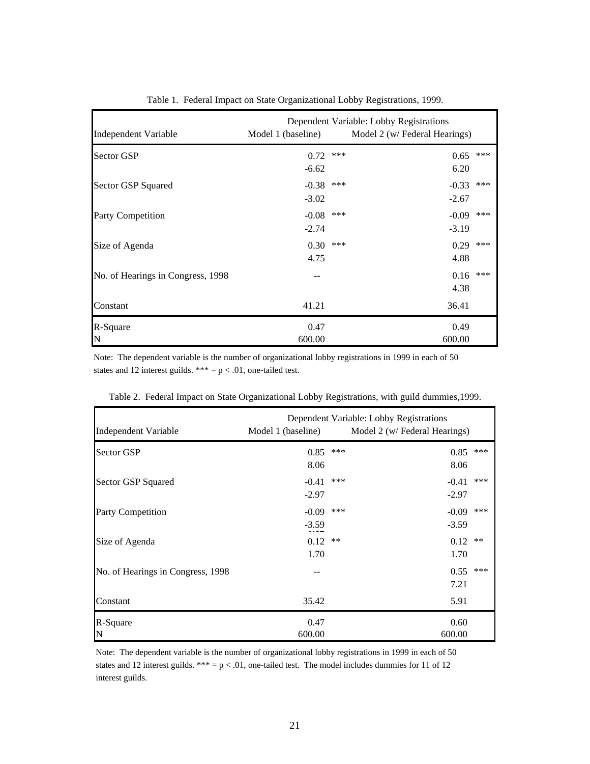Table 1. Federal Impact on State Organizational Lobby Registrations, 1999.

| Independent Variable | Model 1 (baseline) | | Model 2 (w/ Federal Hearings) | |
|---|---|---|---|---|
| | Dependent Variable: Lobby Registrations | | | |
| Sector GSP | 0.72 | *** | 0.65 | *** |
| | -6.62 | | 6.20 | |
| Sector GSP Squared | -0.38 | *** | -0.33 | *** |
| | -3.02 | | -2.67 | |
| Party Competition | -0.08 | *** | -0.09 | *** |
| | -2.74 | | -3.19 | |
| Size of Agenda | 0.30 | *** | 0.29 | *** |
| | 4.75 | | 4.88 | |
| No. of Hearings in Congress, 1998 | -- | | 0.16 | *** |
| | | | 4.38 | |
| Constant | 41.21 | | 36.41 | |
| R-Square | 0.47 | | 0.49 | |
| N | 600.00 | | 600.00 | |

Note: The dependent variable is the number of organizational lobby registrations in 1999 in each of 50 states and 12 interest guilds. *** = p < .01, one-tailed test.

Table 2. Federal Impact on State Organizational Lobby Registrations, with guild dummies,1999.

| Independent Variable | Model 1 (baseline) | | Model 2 (w/ Federal Hearings) | |
|---|---|---|---|---|
| | Dependent Variable: Lobby Registrations | | | |
| Sector GSP | 0.85 | *** | 0.85 | *** |
| | 8.06 | | 8.06 | |
| Sector GSP Squared | -0.41 | *** | -0.41 | *** |
| | -2.97 | | -2.97 | |
| Party Competition | -0.09 | *** | -0.09 | *** |
| | -3.59 | | -3.59 | |
| Size of Agenda | 0.12 | ** | 0.12 | ** |
| | 1.70 | | 1.70 | |
| No. of Hearings in Congress, 1998 | -- | | 0.55 | *** |
| | | | 7.21 | |
| Constant | 35.42 | | 5.91 | |
| R-Square | 0.47 | | 0.60 | |
| N | 600.00 | | 600.00 | |

Note: The dependent variable is the number of organizational lobby registrations in 1999 in each of 50 states and 12 interest guilds. *** = p < .01, one-tailed test. The model includes dummies for 11 of 12 interest guilds.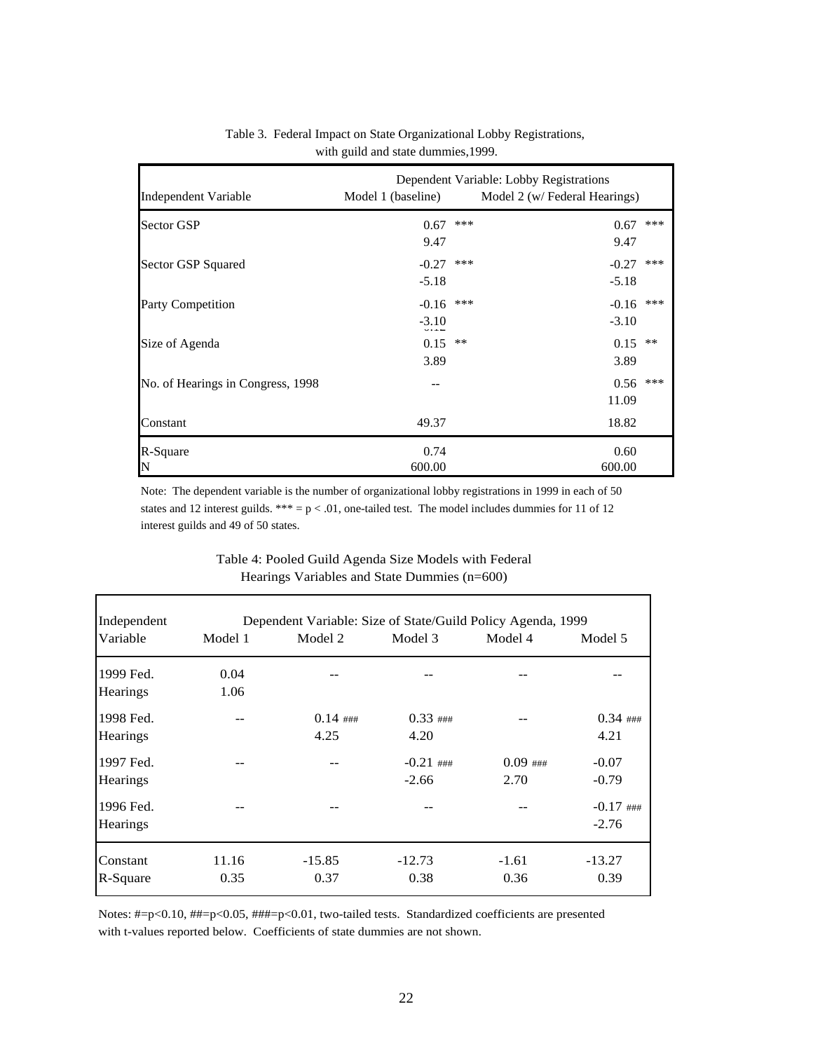Table 3. Federal Impact on State Organizational Lobby Registrations, with guild and state dummies,1999.

| Independent Variable | Model 1 (baseline) | | Model 2 (w/ Federal Hearings) | |
|---|---|---|---|---|
| | Dependent Variable: Lobby Registrations | | | |
| Sector GSP | 0.67 | *** | 0.67 | *** |
| | 9.47 | | 9.47 | |
| Sector GSP Squared | -0.27 | *** | -0.27 | *** |
| | -5.18 | | -5.18 | |
| Party Competition | -0.16 | *** | -0.16 | *** |
| | -3.10 | | -3.10 | |
| Size of Agenda | 0.15 | ** | 0.15 | ** |
| | 3.89 | | 3.89 | |
| No. of Hearings in Congress, 1998 | -- | | 0.56 | *** |
| | | | 11.09 | |
| Constant | 49.37 | | 18.82 | |
| R-Square | 0.74 | | 0.60 | |
| N | 600.00 | | 600.00 | |

Note: The dependent variable is the number of organizational lobby registrations in 1999 in each of 50 states and 12 interest guilds. *** = p < .01, one-tailed test. The model includes dummies for 11 of 12 interest guilds and 49 of 50 states.

Table 4: Pooled Guild Agenda Size Models with Federal Hearings Variables and State Dummies (n=600)

| Independent Variable | Model 1 | Model 2 | Model 3 | Model 4 | Model 5 |
|---|---|---|---|---|---|
| | Dependent Variable: Size of State/Guild Policy Agenda, 1999 | | | | |
| 1999 Fed. Hearings | 0.04 | -- | -- | -- | -- |
| | 1.06 | | | | |
| 1998 Fed. Hearings | -- | 0.14 ### | 0.33 ### | -- | 0.34 ### |
| | | 4.25 | 4.20 | | 4.21 |
| 1997 Fed. Hearings | -- | -- | -0.21 ### | 0.09 ### | -0.07 |
| | | | -2.66 | 2.70 | -0.79 |
| 1996 Fed. Hearings | -- | -- | -- | -- | -0.17 ### |
| | | | | | -2.76 |
| Constant | 11.16 | -15.85 | -12.73 | -1.61 | -13.27 |
| R-Square | 0.35 | 0.37 | 0.38 | 0.36 | 0.39 |

Notes: #=p<0.10, ##=p<0.05, ###=p<0.01, two-tailed tests. Standardized coefficients are presented with t-values reported below. Coefficients of state dummies are not shown.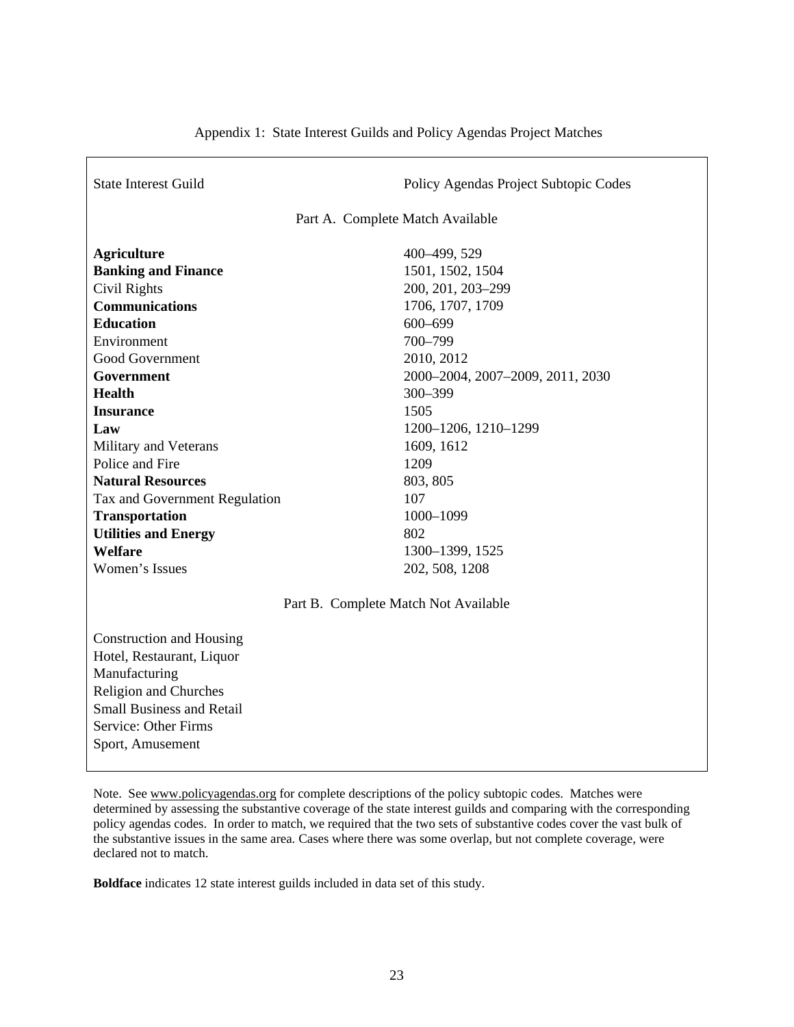Appendix 1: State Interest Guilds and Policy Agendas Project Matches

| State Interest Guild | Policy Agendas Project Subtopic Codes |
|---|---|
| Part A. Complete Match Available | |
| **Agriculture** | 400–499, 529 |
| **Banking and Finance** | 1501, 1502, 1504 |
| Civil Rights | 200, 201, 203–299 |
| **Communications** | 1706, 1707, 1709 |
| **Education** | 600–699 |
| Environment | 700–799 |
| Good Government | 2010, 2012 |
| **Government** | 2000–2004, 2007–2009, 2011, 2030 |
| **Health** | 300–399 |
| **Insurance** | 1505 |
| **Law** | 1200–1206, 1210–1299 |
| Military and Veterans | 1609, 1612 |
| Police and Fire | 1209 |
| **Natural Resources** | 803, 805 |
| Tax and Government Regulation | 107 |
| **Transportation** | 1000–1099 |
| **Utilities and Energy** | 802 |
| **Welfare** | 1300–1399, 1525 |
| Women's Issues | 202, 508, 1208 |
| Part B. Complete Match Not Available | |
| Construction and Housing | |
| Hotel, Restaurant, Liquor | |
| Manufacturing | |
| Religion and Churches | |
| Small Business and Retail | |
| Service: Other Firms | |
| Sport, Amusement | |

Note. See www.policyagendas.org for complete descriptions of the policy subtopic codes. Matches were determined by assessing the substantive coverage of the state interest guilds and comparing with the corresponding policy agendas codes. In order to match, we required that the two sets of substantive codes cover the vast bulk of the substantive issues in the same area. Cases where there was some overlap, but not complete coverage, were declared not to match.

**Boldface** indicates 12 state interest guilds included in data set of this study.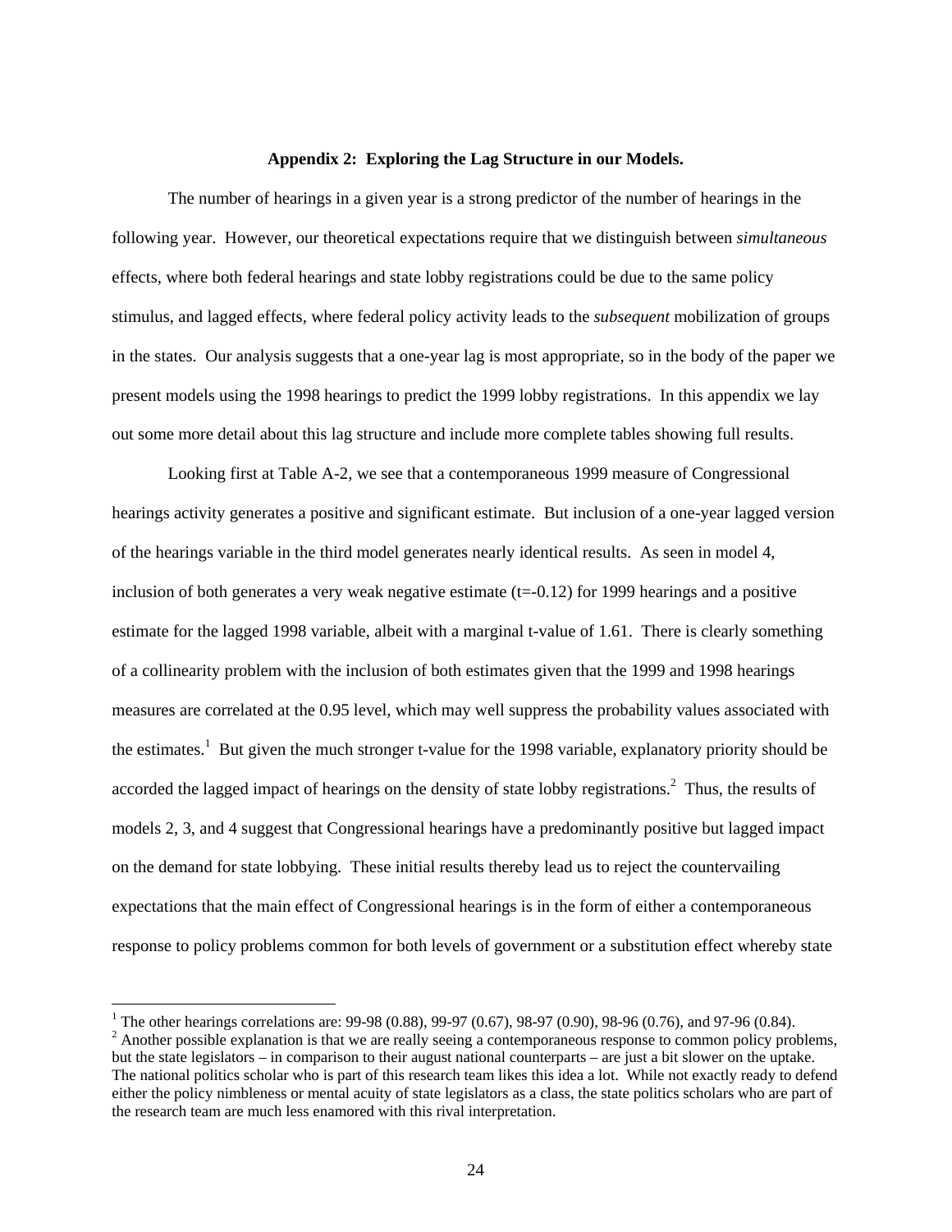**Appendix 2: Exploring the Lag Structure in our Models.**

The number of hearings in a given year is a strong predictor of the number of hearings in the following year. However, our theoretical expectations require that we distinguish between *simultaneous* effects, where both federal hearings and state lobby registrations could be due to the same policy stimulus, and lagged effects, where federal policy activity leads to the *subsequent* mobilization of groups in the states. Our analysis suggests that a one-year lag is most appropriate, so in the body of the paper we present models using the 1998 hearings to predict the 1999 lobby registrations. In this appendix we lay out some more detail about this lag structure and include more complete tables showing full results.

Looking first at Table A-2, we see that a contemporaneous 1999 measure of Congressional hearings activity generates a positive and significant estimate. But inclusion of a one-year lagged version of the hearings variable in the third model generates nearly identical results. As seen in model 4, inclusion of both generates a very weak negative estimate (t=-0.12) for 1999 hearings and a positive estimate for the lagged 1998 variable, albeit with a marginal t-value of 1.61. There is clearly something of a collinearity problem with the inclusion of both estimates given that the 1999 and 1998 hearings measures are correlated at the 0.95 level, which may well suppress the probability values associated with the estimates.[1] But given the much stronger t-value for the 1998 variable, explanatory priority should be accorded the lagged impact of hearings on the density of state lobby registrations.[2] Thus, the results of models 2, 3, and 4 suggest that Congressional hearings have a predominantly positive but lagged impact on the demand for state lobbying. These initial results thereby lead us to reject the countervailing expectations that the main effect of Congressional hearings is in the form of either a contemporaneous response to policy problems common for both levels of government or a substitution effect whereby state

[1] The other hearings correlations are: 99-98 (0.88), 99-97 (0.67), 98-97 (0.90), 98-96 (0.76), and 97-96 (0.84).

[2] Another possible explanation is that we are really seeing a contemporaneous response to common policy problems, but the state legislators – in comparison to their august national counterparts – are just a bit slower on the uptake. The national politics scholar who is part of this research team likes this idea a lot. While not exactly ready to defend either the policy nimbleness or mental acuity of state legislators as a class, the state politics scholars who are part of the research team are much less enamored with this rival interpretation.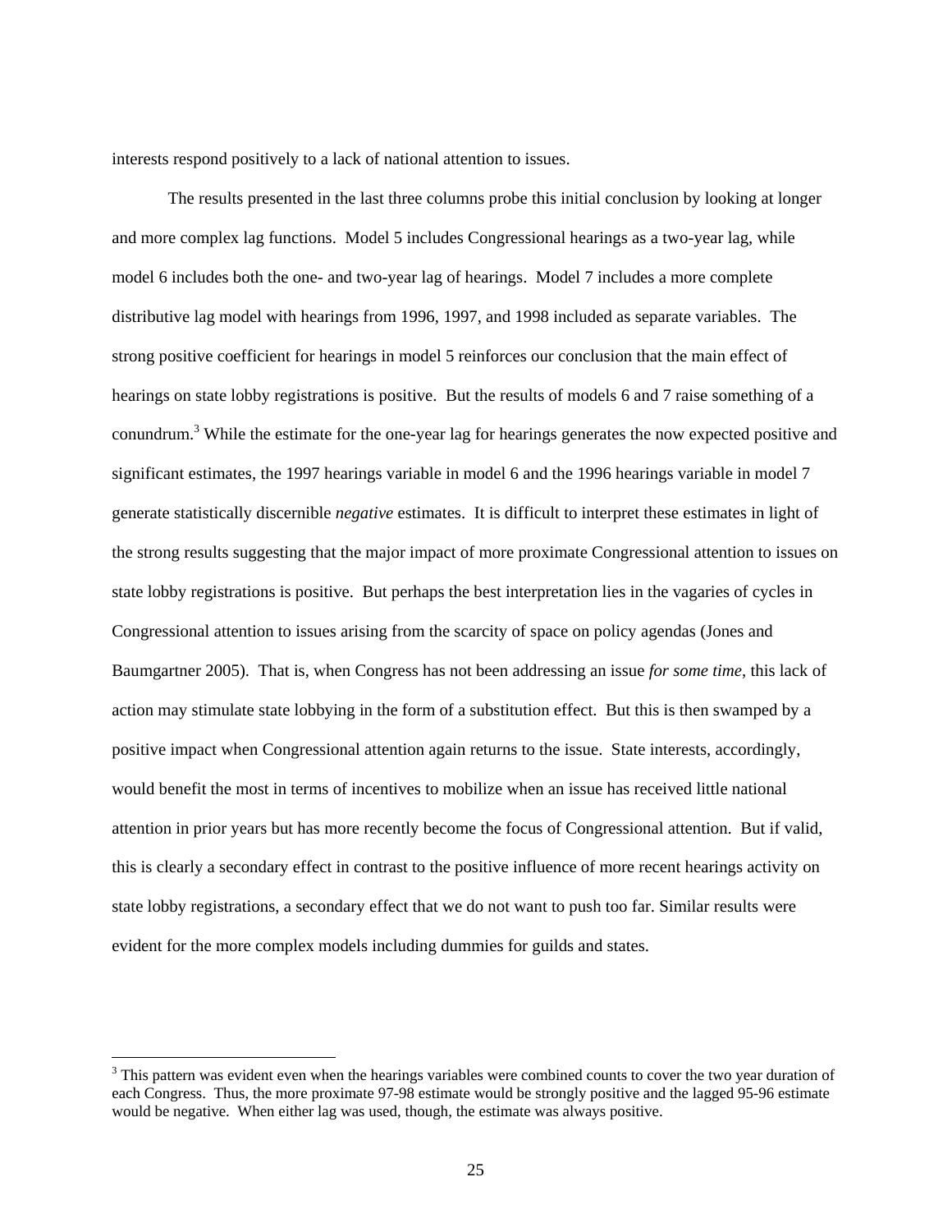interests respond positively to a lack of national attention to issues.

The results presented in the last three columns probe this initial conclusion by looking at longer and more complex lag functions. Model 5 includes Congressional hearings as a two-year lag, while model 6 includes both the one- and two-year lag of hearings. Model 7 includes a more complete distributive lag model with hearings from 1996, 1997, and 1998 included as separate variables. The strong positive coefficient for hearings in model 5 reinforces our conclusion that the main effect of hearings on state lobby registrations is positive. But the results of models 6 and 7 raise something of a conundrum.[3] While the estimate for the one-year lag for hearings generates the now expected positive and significant estimates, the 1997 hearings variable in model 6 and the 1996 hearings variable in model 7 generate statistically discernible *negative* estimates. It is difficult to interpret these estimates in light of the strong results suggesting that the major impact of more proximate Congressional attention to issues on state lobby registrations is positive. But perhaps the best interpretation lies in the vagaries of cycles in Congressional attention to issues arising from the scarcity of space on policy agendas (Jones and Baumgartner 2005). That is, when Congress has not been addressing an issue *for some time*, this lack of action may stimulate state lobbying in the form of a substitution effect. But this is then swamped by a positive impact when Congressional attention again returns to the issue. State interests, accordingly, would benefit the most in terms of incentives to mobilize when an issue has received little national attention in prior years but has more recently become the focus of Congressional attention. But if valid, this is clearly a secondary effect in contrast to the positive influence of more recent hearings activity on state lobby registrations, a secondary effect that we do not want to push too far. Similar results were evident for the more complex models including dummies for guilds and states.

[3] This pattern was evident even when the hearings variables were combined counts to cover the two year duration of each Congress. Thus, the more proximate 97-98 estimate would be strongly positive and the lagged 95-96 estimate would be negative. When either lag was used, though, the estimate was always positive.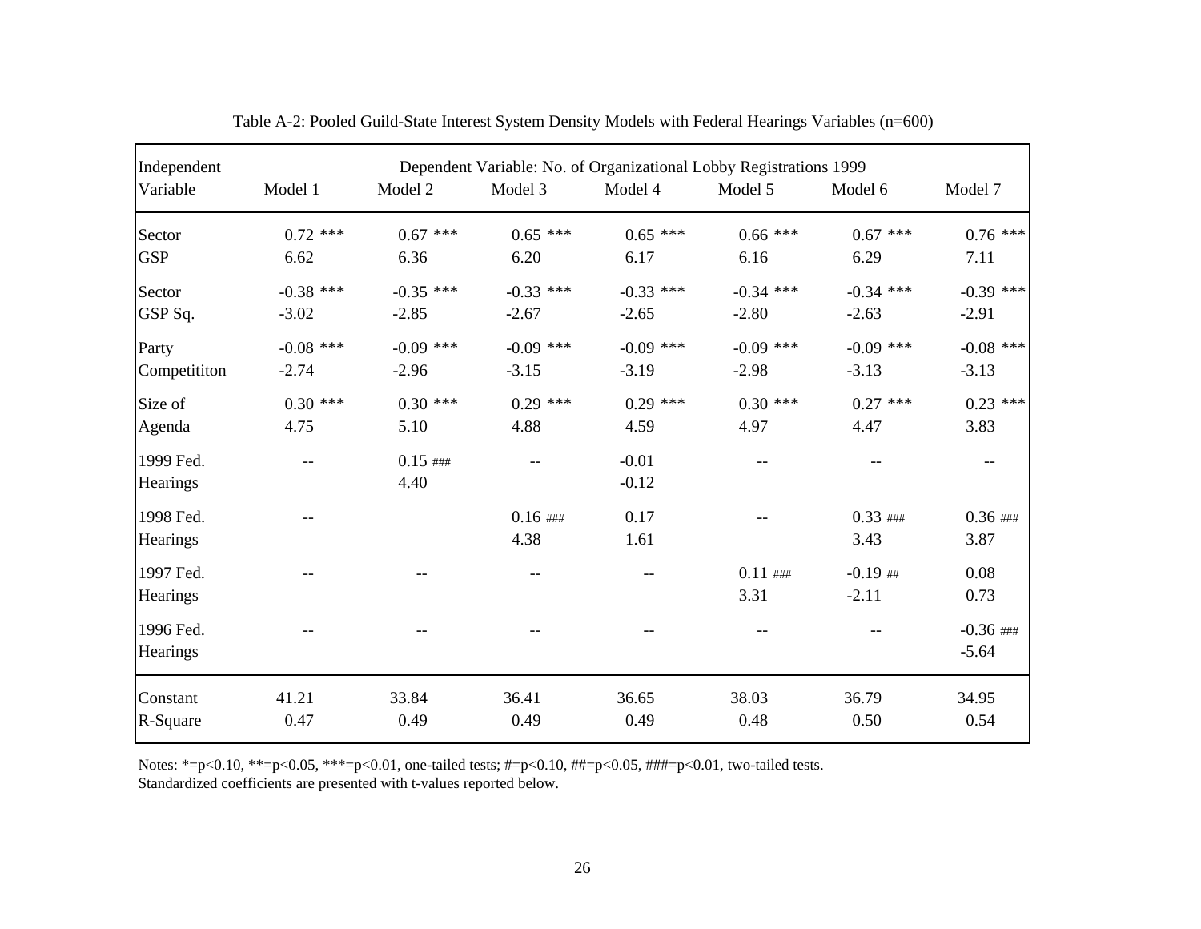Table A-2: Pooled Guild-State Interest System Density Models with Federal Hearings Variables (n=600)

| Independent Variable | Dependent Variable: No. of Organizational Lobby Registrations 1999 | | | | | | |
|---|---|---|---|---|---|---|---|
| | Model 1 | Model 2 | Model 3 | Model 4 | Model 5 | Model 6 | Model 7 |
| Sector GSP | 0.72 *** | 0.67 *** | 0.65 *** | 0.65 *** | 0.66 *** | 0.67 *** | 0.76 *** |
| | 6.62 | 6.36 | 6.20 | 6.17 | 6.16 | 6.29 | 7.11 |
| Sector GSP Sq. | -0.38 *** | -0.35 *** | -0.33 *** | -0.33 *** | -0.34 *** | -0.34 *** | -0.39 *** |
| | -3.02 | -2.85 | -2.67 | -2.65 | -2.80 | -2.63 | -2.91 |
| Party Competititon | -0.08 *** | -0.09 *** | -0.09 *** | -0.09 *** | -0.09 *** | -0.09 *** | -0.08 *** |
| | -2.74 | -2.96 | -3.15 | -3.19 | -2.98 | -3.13 | -3.13 |
| Size of Agenda | 0.30 *** | 0.30 *** | 0.29 *** | 0.29 *** | 0.30 *** | 0.27 *** | 0.23 *** |
| | 4.75 | 5.10 | 4.88 | 4.59 | 4.97 | 4.47 | 3.83 |
| 1999 Fed. Hearings | -- | 0.15 ### | -- | -0.01 | -- | -- | -- |
| | | 4.40 | | -0.12 | | | |
| 1998 Fed. Hearings | -- | | 0.16 ### | 0.17 | -- | 0.33 ### | 0.36 ### |
| | | | 4.38 | 1.61 | | 3.43 | 3.87 |
| 1997 Fed. Hearings | -- | -- | -- | -- | 0.11 ### | -0.19 ## | 0.08 |
| | | | | | 3.31 | -2.11 | 0.73 |
| 1996 Fed. Hearings | -- | -- | -- | -- | -- | -- | -0.36 ### |
| | | | | | | | -5.64 |
| Constant | 41.21 | 33.84 | 36.41 | 36.65 | 38.03 | 36.79 | 34.95 |
| R-Square | 0.47 | 0.49 | 0.49 | 0.49 | 0.48 | 0.50 | 0.54 |

Notes: *=p<0.10, **=p<0.05, ***=p<0.01, one-tailed tests; #=p<0.10, ##=p<0.05, ###=p<0.01, two-tailed tests.
Standardized coefficients are presented with t-values reported below.